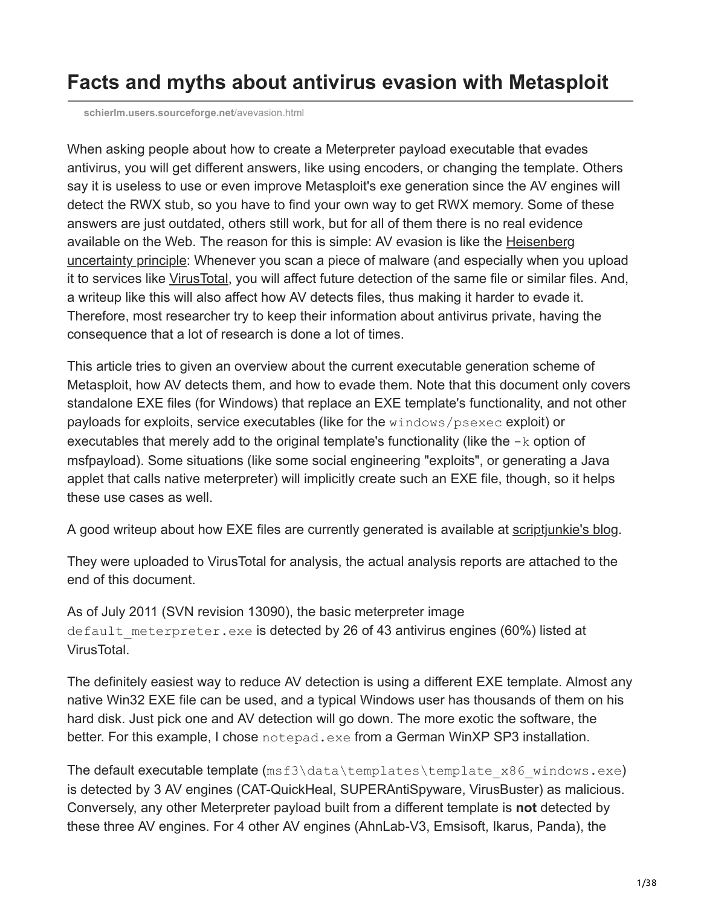# Facts and myths about antivirus evasion with Metasploit

**schierlm.users.sourceforge.net**/avevasion.html

When asking people about how to create a Meterpreter payload executable that evades antivirus, you will get different answers, like using encoders, or changing the template. Others say it is useless to use or even improve Metasploit's exe generation since the AV engines will detect the RWX stub, so you have to find your own way to get RWX memory. Some of these answers are just outdated, others still work, but for all of them there is no real evidence available on the Web. The reason for this is simple: AV evasion is like the Heisenberg uncertainty principle: Whenever you scan a piece of malware (and especially when you upload it to services like VirusTotal, you will affect future detection of the same file or similar files. And, a writeup like this will also affect how AV detects files, thus making it harder to evade it. Therefore, most researcher try to keep their information about antivirus private, having the consequence that a lot of research is done a lot of times.

This article tries to given an overview about the current executable generation scheme of Metasploit, how AV detects them, and how to evade them. Note that this document only covers standalone EXE files (for Windows) that replace an EXE template's functionality, and not other payloads for exploits, service executables (like for the `windows/psexec` exploit) or executables that merely add to the original template's functionality (like the `-k` option of msfpayload). Some situations (like some social engineering "exploits", or generating a Java applet that calls native meterpreter) will implicitly create such an EXE file, though, so it helps these use cases as well.

A good writeup about how EXE files are currently generated is available at scriptjunkie's blog.

They were uploaded to VirusTotal for analysis, the actual analysis reports are attached to the end of this document.

As of July 2011 (SVN revision 13090), the basic meterpreter image `default_meterpreter.exe` is detected by 26 of 43 antivirus engines (60%) listed at VirusTotal.

The definitely easiest way to reduce AV detection is using a different EXE template. Almost any native Win32 EXE file can be used, and a typical Windows user has thousands of them on his hard disk. Just pick one and AV detection will go down. The more exotic the software, the better. For this example, I chose `notepad.exe` from a German WinXP SP3 installation.

The default executable template (`msf3\data\templates\template_x86_windows.exe`) is detected by 3 AV engines (CAT-QuickHeal, SUPERAntiSpyware, VirusBuster) as malicious. Conversely, any other Meterpreter payload built from a different template is **not** detected by these three AV engines. For 4 other AV engines (AhnLab-V3, Emsisoft, Ikarus, Panda), the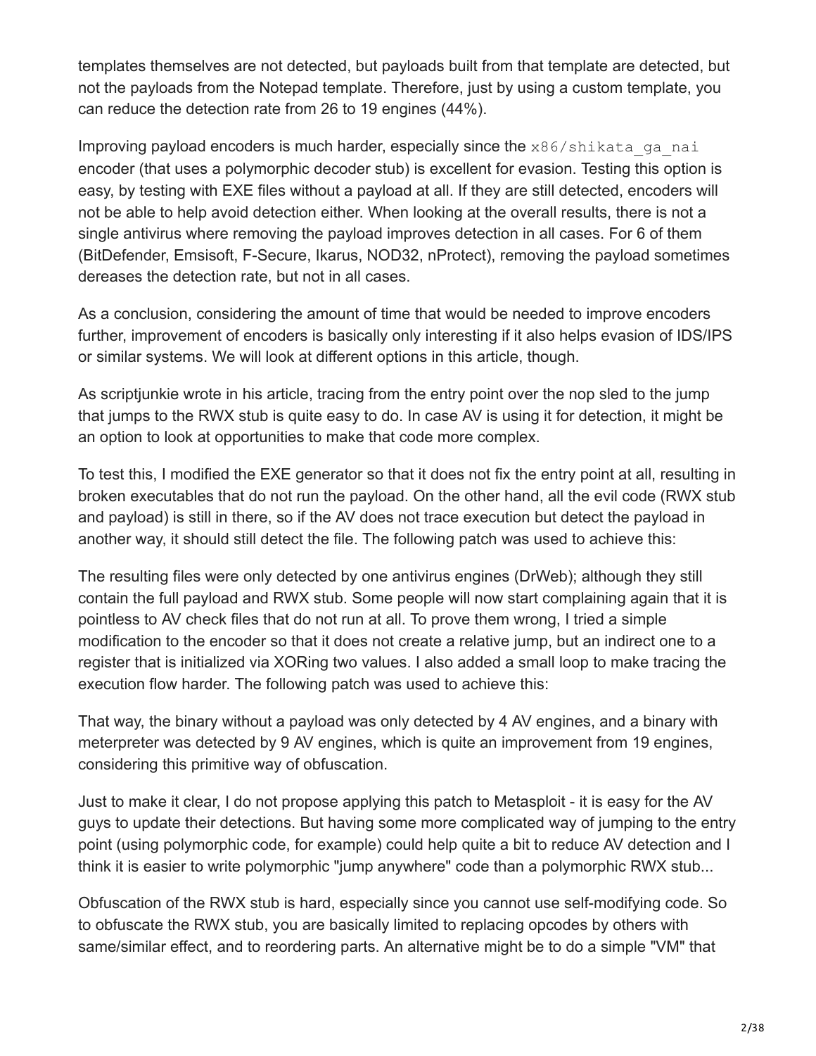templates themselves are not detected, but payloads built from that template are detected, but not the payloads from the Notepad template. Therefore, just by using a custom template, you can reduce the detection rate from 26 to 19 engines (44%).

Improving payload encoders is much harder, especially since the `x86/shikata_ga_nai` encoder (that uses a polymorphic decoder stub) is excellent for evasion. Testing this option is easy, by testing with EXE files without a payload at all. If they are still detected, encoders will not be able to help avoid detection either. When looking at the overall results, there is not a single antivirus where removing the payload improves detection in all cases. For 6 of them (BitDefender, Emsisoft, F-Secure, Ikarus, NOD32, nProtect), removing the payload sometimes dereases the detection rate, but not in all cases.

As a conclusion, considering the amount of time that would be needed to improve encoders further, improvement of encoders is basically only interesting if it also helps evasion of IDS/IPS or similar systems. We will look at different options in this article, though.

As scriptjunkie wrote in his article, tracing from the entry point over the nop sled to the jump that jumps to the RWX stub is quite easy to do. In case AV is using it for detection, it might be an option to look at opportunities to make that code more complex.

To test this, I modified the EXE generator so that it does not fix the entry point at all, resulting in broken executables that do not run the payload. On the other hand, all the evil code (RWX stub and payload) is still in there, so if the AV does not trace execution but detect the payload in another way, it should still detect the file. The following patch was used to achieve this:

The resulting files were only detected by one antivirus engines (DrWeb); although they still contain the full payload and RWX stub. Some people will now start complaining again that it is pointless to AV check files that do not run at all. To prove them wrong, I tried a simple modification to the encoder so that it does not create a relative jump, but an indirect one to a register that is initialized via XORing two values. I also added a small loop to make tracing the execution flow harder. The following patch was used to achieve this:

That way, the binary without a payload was only detected by 4 AV engines, and a binary with meterpreter was detected by 9 AV engines, which is quite an improvement from 19 engines, considering this primitive way of obfuscation.

Just to make it clear, I do not propose applying this patch to Metasploit - it is easy for the AV guys to update their detections. But having some more complicated way of jumping to the entry point (using polymorphic code, for example) could help quite a bit to reduce AV detection and I think it is easier to write polymorphic "jump anywhere" code than a polymorphic RWX stub...

Obfuscation of the RWX stub is hard, especially since you cannot use self-modifying code. So to obfuscate the RWX stub, you are basically limited to replacing opcodes by others with same/similar effect, and to reordering parts. An alternative might be to do a simple "VM" that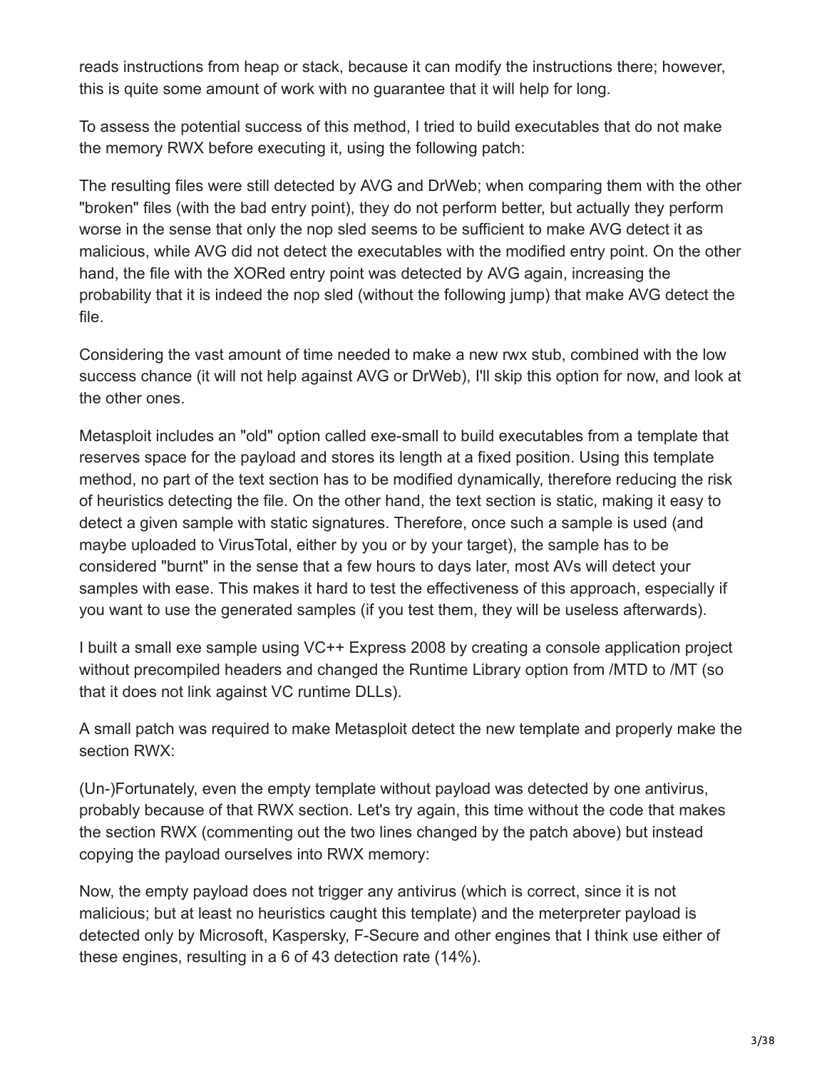reads instructions from heap or stack, because it can modify the instructions there; however, this is quite some amount of work with no guarantee that it will help for long.

To assess the potential success of this method, I tried to build executables that do not make the memory RWX before executing it, using the following patch:

The resulting files were still detected by AVG and DrWeb; when comparing them with the other "broken" files (with the bad entry point), they do not perform better, but actually they perform worse in the sense that only the nop sled seems to be sufficient to make AVG detect it as malicious, while AVG did not detect the executables with the modified entry point. On the other hand, the file with the XORed entry point was detected by AVG again, increasing the probability that it is indeed the nop sled (without the following jump) that make AVG detect the file.

Considering the vast amount of time needed to make a new rwx stub, combined with the low success chance (it will not help against AVG or DrWeb), I'll skip this option for now, and look at the other ones.

Metasploit includes an "old" option called exe-small to build executables from a template that reserves space for the payload and stores its length at a fixed position. Using this template method, no part of the text section has to be modified dynamically, therefore reducing the risk of heuristics detecting the file. On the other hand, the text section is static, making it easy to detect a given sample with static signatures. Therefore, once such a sample is used (and maybe uploaded to VirusTotal, either by you or by your target), the sample has to be considered "burnt" in the sense that a few hours to days later, most AVs will detect your samples with ease. This makes it hard to test the effectiveness of this approach, especially if you want to use the generated samples (if you test them, they will be useless afterwards).

I built a small exe sample using VC++ Express 2008 by creating a console application project without precompiled headers and changed the Runtime Library option from /MTD to /MT (so that it does not link against VC runtime DLLs).

A small patch was required to make Metasploit detect the new template and properly make the section RWX:

(Un-)Fortunately, even the empty template without payload was detected by one antivirus, probably because of that RWX section. Let's try again, this time without the code that makes the section RWX (commenting out the two lines changed by the patch above) but instead copying the payload ourselves into RWX memory:

Now, the empty payload does not trigger any antivirus (which is correct, since it is not malicious; but at least no heuristics caught this template) and the meterpreter payload is detected only by Microsoft, Kaspersky, F-Secure and other engines that I think use either of these engines, resulting in a 6 of 43 detection rate (14%).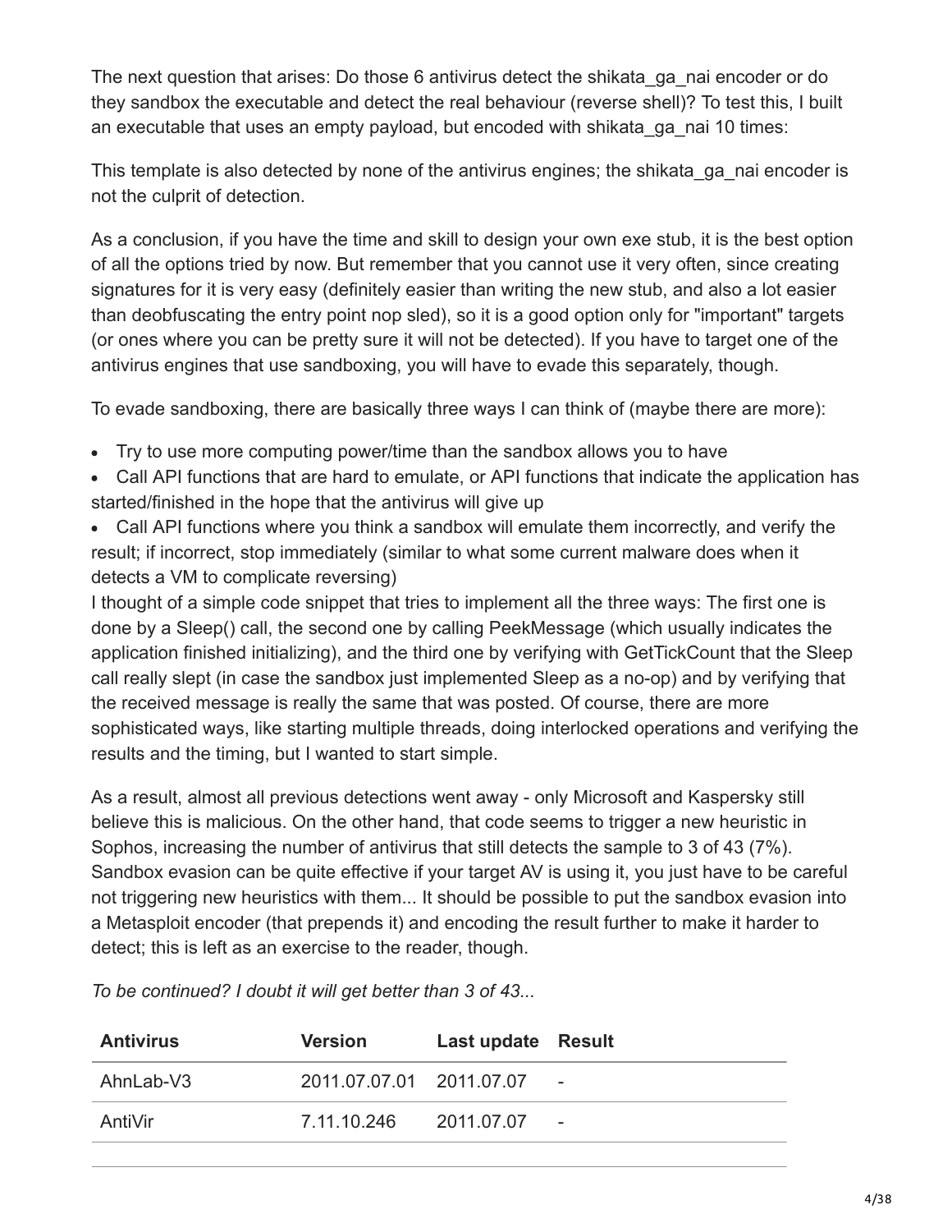The next question that arises: Do those 6 antivirus detect the shikata_ga_nai encoder or do they sandbox the executable and detect the real behaviour (reverse shell)? To test this, I built an executable that uses an empty payload, but encoded with shikata_ga_nai 10 times:

This template is also detected by none of the antivirus engines; the shikata_ga_nai encoder is not the culprit of detection.

As a conclusion, if you have the time and skill to design your own exe stub, it is the best option of all the options tried by now. But remember that you cannot use it very often, since creating signatures for it is very easy (definitely easier than writing the new stub, and also a lot easier than deobfuscating the entry point nop sled), so it is a good option only for "important" targets (or ones where you can be pretty sure it will not be detected). If you have to target one of the antivirus engines that use sandboxing, you will have to evade this separately, though.

To evade sandboxing, there are basically three ways I can think of (maybe there are more):

- Try to use more computing power/time than the sandbox allows you to have
- Call API functions that are hard to emulate, or API functions that indicate the application has started/finished in the hope that the antivirus will give up
- Call API functions where you think a sandbox will emulate them incorrectly, and verify the result; if incorrect, stop immediately (similar to what some current malware does when it detects a VM to complicate reversing)

I thought of a simple code snippet that tries to implement all the three ways: The first one is done by a Sleep() call, the second one by calling PeekMessage (which usually indicates the application finished initializing), and the third one by verifying with GetTickCount that the Sleep call really slept (in case the sandbox just implemented Sleep as a no-op) and by verifying that the received message is really the same that was posted. Of course, there are more sophisticated ways, like starting multiple threads, doing interlocked operations and verifying the results and the timing, but I wanted to start simple.

As a result, almost all previous detections went away - only Microsoft and Kaspersky still believe this is malicious. On the other hand, that code seems to trigger a new heuristic in Sophos, increasing the number of antivirus that still detects the sample to 3 of 43 (7%). Sandbox evasion can be quite effective if your target AV is using it, you just have to be careful not triggering new heuristics with them... It should be possible to put the sandbox evasion into a Metasploit encoder (that prepends it) and encoding the result further to make it harder to detect; this is left as an exercise to the reader, though.

*To be continued? I doubt it will get better than 3 of 43...*

| Antivirus | Version | Last update | Result |
|---|---|---|---|
| AhnLab-V3 | 2011.07.07.01 | 2011.07.07 | - |
| AntiVir | 7.11.10.246 | 2011.07.07 | - |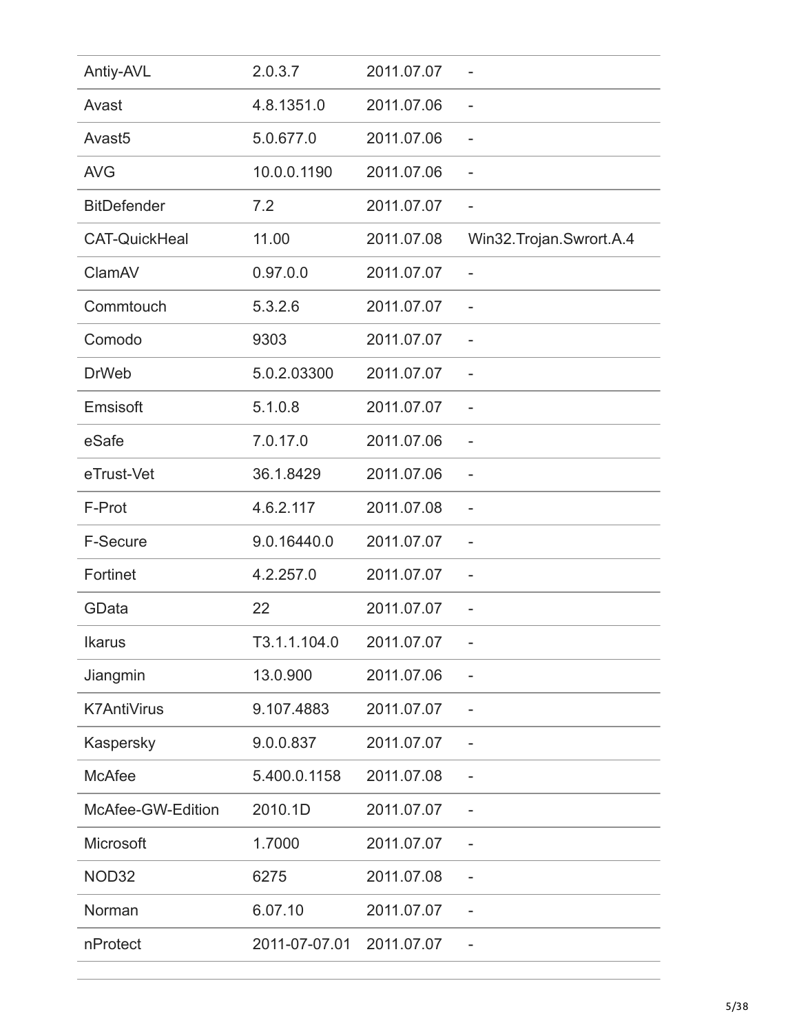| Antiy-AVL | 2.0.3.7 | 2011.07.07 | - |
|---|---|---|---|
| Avast | 4.8.1351.0 | 2011.07.06 | - |
| Avast5 | 5.0.677.0 | 2011.07.06 | - |
| AVG | 10.0.0.1190 | 2011.07.06 | - |
| BitDefender | 7.2 | 2011.07.07 | - |
| CAT-QuickHeal | 11.00 | 2011.07.08 | Win32.Trojan.Swrort.A.4 |
| ClamAV | 0.97.0.0 | 2011.07.07 | - |
| Commtouch | 5.3.2.6 | 2011.07.07 | - |
| Comodo | 9303 | 2011.07.07 | - |
| DrWeb | 5.0.2.03300 | 2011.07.07 | - |
| Emsisoft | 5.1.0.8 | 2011.07.07 | - |
| eSafe | 7.0.17.0 | 2011.07.06 | - |
| eTrust-Vet | 36.1.8429 | 2011.07.06 | - |
| F-Prot | 4.6.2.117 | 2011.07.08 | - |
| F-Secure | 9.0.16440.0 | 2011.07.07 | - |
| Fortinet | 4.2.257.0 | 2011.07.07 | - |
| GData | 22 | 2011.07.07 | - |
| Ikarus | T3.1.1.104.0 | 2011.07.07 | - |
| Jiangmin | 13.0.900 | 2011.07.06 | - |
| K7AntiVirus | 9.107.4883 | 2011.07.07 | - |
| Kaspersky | 9.0.0.837 | 2011.07.07 | - |
| McAfee | 5.400.0.1158 | 2011.07.08 | - |
| McAfee-GW-Edition | 2010.1D | 2011.07.07 | - |
| Microsoft | 1.7000 | 2011.07.07 | - |
| NOD32 | 6275 | 2011.07.08 | - |
| Norman | 6.07.10 | 2011.07.07 | - |
| nProtect | 2011-07-07.01 | 2011.07.07 | - |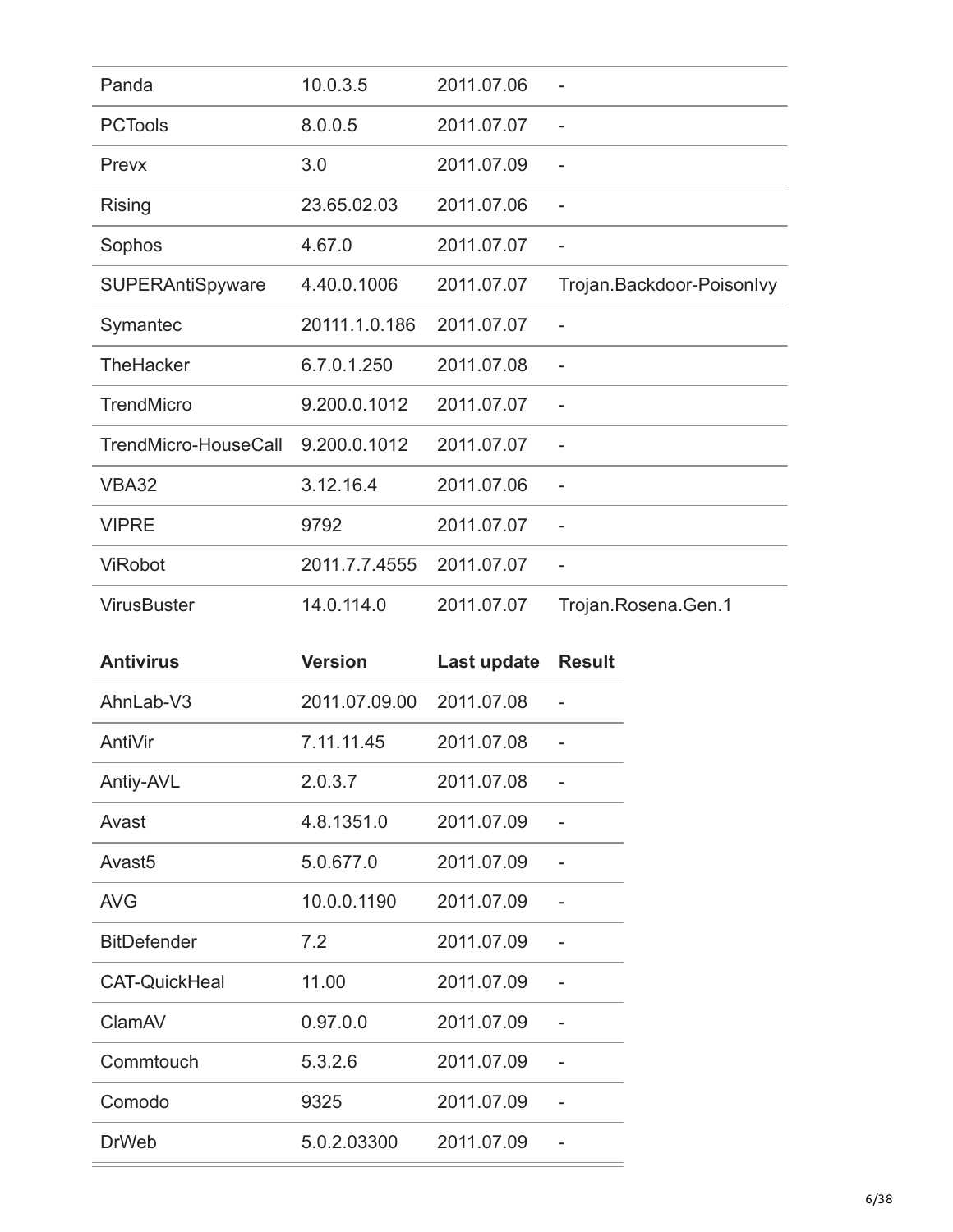| | | | |
|---|---|---|---|
| Panda | 10.0.3.5 | 2011.07.06 | - |
| PCTools | 8.0.0.5 | 2011.07.07 | - |
| Prevx | 3.0 | 2011.07.09 | - |
| Rising | 23.65.02.03 | 2011.07.06 | - |
| Sophos | 4.67.0 | 2011.07.07 | - |
| SUPERAntiSpyware | 4.40.0.1006 | 2011.07.07 | Trojan.Backdoor-PoisonIvy |
| Symantec | 20111.1.0.186 | 2011.07.07 | - |
| TheHacker | 6.7.0.1.250 | 2011.07.08 | - |
| TrendMicro | 9.200.0.1012 | 2011.07.07 | - |
| TrendMicro-HouseCall | 9.200.0.1012 | 2011.07.07 | - |
| VBA32 | 3.12.16.4 | 2011.07.06 | - |
| VIPRE | 9792 | 2011.07.07 | - |
| ViRobot | 2011.7.7.4555 | 2011.07.07 | - |
| VirusBuster | 14.0.114.0 | 2011.07.07 | Trojan.Rosena.Gen.1 |

| **Antivirus** | **Version** | **Last update** | **Result** |
|---|---|---|---|
| AhnLab-V3 | 2011.07.09.00 | 2011.07.08 | - |
| AntiVir | 7.11.11.45 | 2011.07.08 | - |
| Antiy-AVL | 2.0.3.7 | 2011.07.08 | - |
| Avast | 4.8.1351.0 | 2011.07.09 | - |
| Avast5 | 5.0.677.0 | 2011.07.09 | - |
| AVG | 10.0.0.1190 | 2011.07.09 | - |
| BitDefender | 7.2 | 2011.07.09 | - |
| CAT-QuickHeal | 11.00 | 2011.07.09 | - |
| ClamAV | 0.97.0.0 | 2011.07.09 | - |
| Commtouch | 5.3.2.6 | 2011.07.09 | - |
| Comodo | 9325 | 2011.07.09 | - |
| DrWeb | 5.0.2.03300 | 2011.07.09 | - |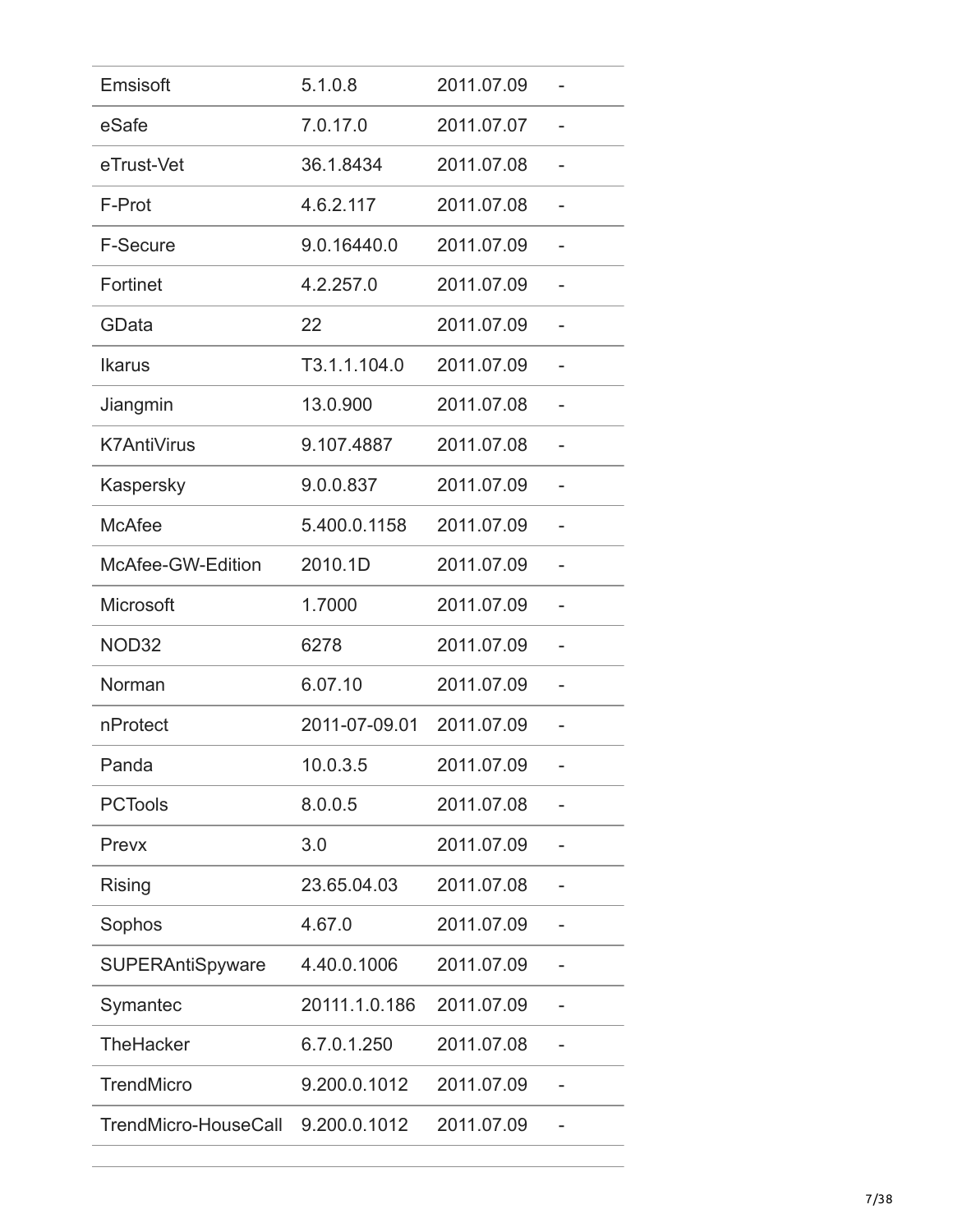| | | | |
|---|---|---|---|
| Emsisoft | 5.1.0.8 | 2011.07.09 | - |
| eSafe | 7.0.17.0 | 2011.07.07 | - |
| eTrust-Vet | 36.1.8434 | 2011.07.08 | - |
| F-Prot | 4.6.2.117 | 2011.07.08 | - |
| F-Secure | 9.0.16440.0 | 2011.07.09 | - |
| Fortinet | 4.2.257.0 | 2011.07.09 | - |
| GData | 22 | 2011.07.09 | - |
| Ikarus | T3.1.1.104.0 | 2011.07.09 | - |
| Jiangmin | 13.0.900 | 2011.07.08 | - |
| K7AntiVirus | 9.107.4887 | 2011.07.08 | - |
| Kaspersky | 9.0.0.837 | 2011.07.09 | - |
| McAfee | 5.400.0.1158 | 2011.07.09 | - |
| McAfee-GW-Edition | 2010.1D | 2011.07.09 | - |
| Microsoft | 1.7000 | 2011.07.09 | - |
| NOD32 | 6278 | 2011.07.09 | - |
| Norman | 6.07.10 | 2011.07.09 | - |
| nProtect | 2011-07-09.01 | 2011.07.09 | - |
| Panda | 10.0.3.5 | 2011.07.09 | - |
| PCTools | 8.0.0.5 | 2011.07.08 | - |
| Prevx | 3.0 | 2011.07.09 | - |
| Rising | 23.65.04.03 | 2011.07.08 | - |
| Sophos | 4.67.0 | 2011.07.09 | - |
| SUPERAntiSpyware | 4.40.0.1006 | 2011.07.09 | - |
| Symantec | 20111.1.0.186 | 2011.07.09 | - |
| TheHacker | 6.7.0.1.250 | 2011.07.08 | - |
| TrendMicro | 9.200.0.1012 | 2011.07.09 | - |
| TrendMicro-HouseCall | 9.200.0.1012 | 2011.07.09 | - |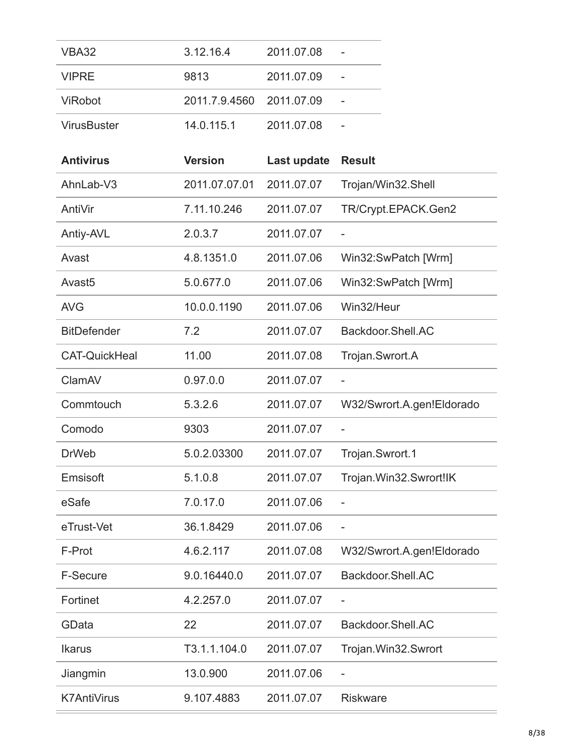| VBA32 | 3.12.16.4 | 2011.07.08 | - |
|---|---|---|---|
| VIPRE | 9813 | 2011.07.09 | - |
| ViRobot | 2011.7.9.4560 | 2011.07.09 | - |
| VirusBuster | 14.0.115.1 | 2011.07.08 | - |

| Antivirus | Version | Last update | Result |
|---|---|---|---|
| AhnLab-V3 | 2011.07.07.01 | 2011.07.07 | Trojan/Win32.Shell |
| AntiVir | 7.11.10.246 | 2011.07.07 | TR/Crypt.EPACK.Gen2 |
| Antiy-AVL | 2.0.3.7 | 2011.07.07 | - |
| Avast | 4.8.1351.0 | 2011.07.06 | Win32:SwPatch [Wrm] |
| Avast5 | 5.0.677.0 | 2011.07.06 | Win32:SwPatch [Wrm] |
| AVG | 10.0.0.1190 | 2011.07.06 | Win32/Heur |
| BitDefender | 7.2 | 2011.07.07 | Backdoor.Shell.AC |
| CAT-QuickHeal | 11.00 | 2011.07.08 | Trojan.Swrort.A |
| ClamAV | 0.97.0.0 | 2011.07.07 | - |
| Commtouch | 5.3.2.6 | 2011.07.07 | W32/Swrort.A.gen!Eldorado |
| Comodo | 9303 | 2011.07.07 | - |
| DrWeb | 5.0.2.03300 | 2011.07.07 | Trojan.Swrort.1 |
| Emsisoft | 5.1.0.8 | 2011.07.07 | Trojan.Win32.Swrort!IK |
| eSafe | 7.0.17.0 | 2011.07.06 | - |
| eTrust-Vet | 36.1.8429 | 2011.07.06 | - |
| F-Prot | 4.6.2.117 | 2011.07.08 | W32/Swrort.A.gen!Eldorado |
| F-Secure | 9.0.16440.0 | 2011.07.07 | Backdoor.Shell.AC |
| Fortinet | 4.2.257.0 | 2011.07.07 | - |
| GData | 22 | 2011.07.07 | Backdoor.Shell.AC |
| Ikarus | T3.1.1.104.0 | 2011.07.07 | Trojan.Win32.Swrort |
| Jiangmin | 13.0.900 | 2011.07.06 | - |
| K7AntiVirus | 9.107.4883 | 2011.07.07 | Riskware |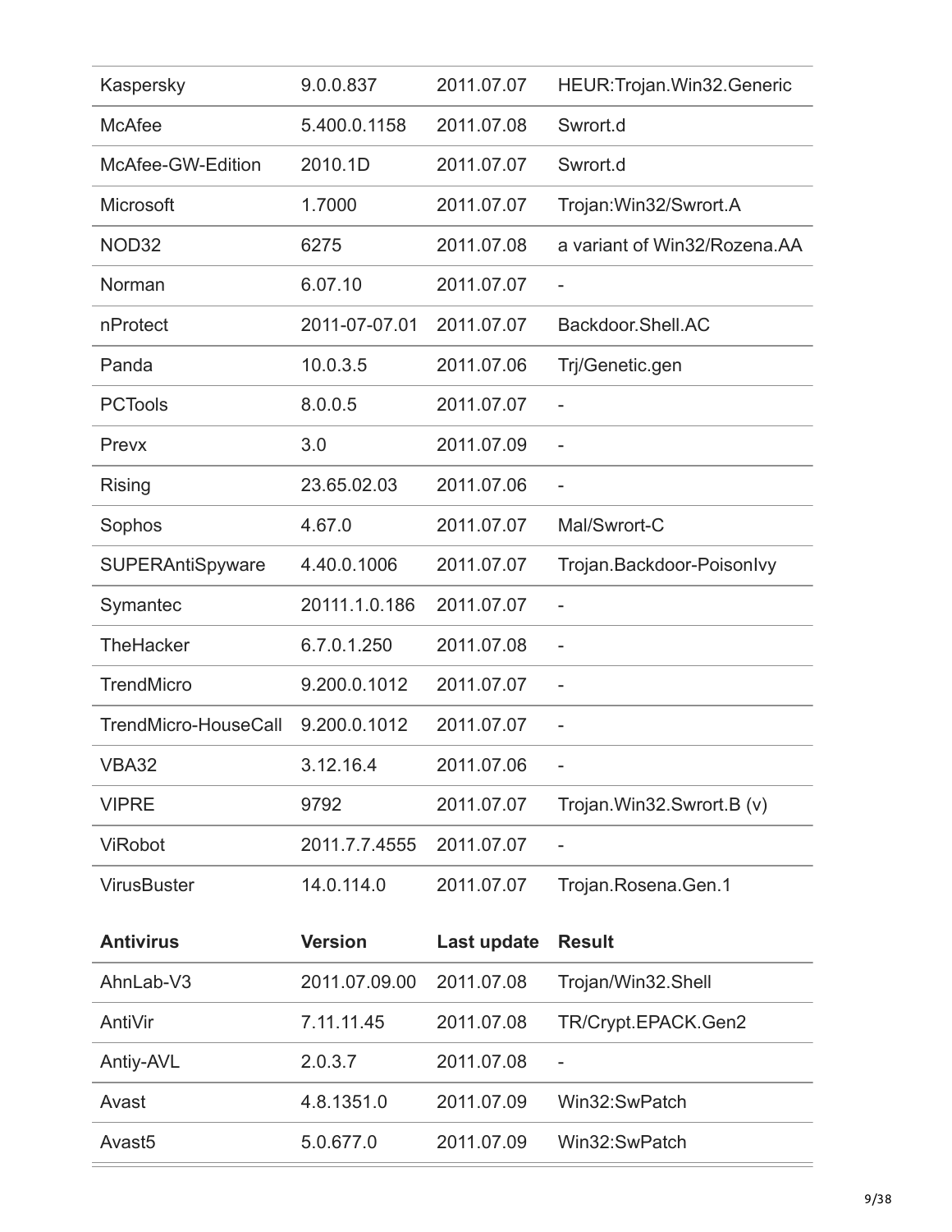| | | | |
|---|---|---|---|
| Kaspersky | 9.0.0.837 | 2011.07.07 | HEUR:Trojan.Win32.Generic |
| McAfee | 5.400.0.1158 | 2011.07.08 | Swrort.d |
| McAfee-GW-Edition | 2010.1D | 2011.07.07 | Swrort.d |
| Microsoft | 1.7000 | 2011.07.07 | Trojan:Win32/Swrort.A |
| NOD32 | 6275 | 2011.07.08 | a variant of Win32/Rozena.AA |
| Norman | 6.07.10 | 2011.07.07 | - |
| nProtect | 2011-07-07.01 | 2011.07.07 | Backdoor.Shell.AC |
| Panda | 10.0.3.5 | 2011.07.06 | Trj/Genetic.gen |
| PCTools | 8.0.0.5 | 2011.07.07 | - |
| Prevx | 3.0 | 2011.07.09 | - |
| Rising | 23.65.02.03 | 2011.07.06 | - |
| Sophos | 4.67.0 | 2011.07.07 | Mal/Swrort-C |
| SUPERAntiSpyware | 4.40.0.1006 | 2011.07.07 | Trojan.Backdoor-PoisonIvy |
| Symantec | 20111.1.0.186 | 2011.07.07 | - |
| TheHacker | 6.7.0.1.250 | 2011.07.08 | - |
| TrendMicro | 9.200.0.1012 | 2011.07.07 | - |
| TrendMicro-HouseCall | 9.200.0.1012 | 2011.07.07 | - |
| VBA32 | 3.12.16.4 | 2011.07.06 | - |
| VIPRE | 9792 | 2011.07.07 | Trojan.Win32.Swrort.B (v) |
| ViRobot | 2011.7.7.4555 | 2011.07.07 | - |
| VirusBuster | 14.0.114.0 | 2011.07.07 | Trojan.Rosena.Gen.1 |

| **Antivirus** | **Version** | **Last update** | **Result** |
|---|---|---|---|
| AhnLab-V3 | 2011.07.09.00 | 2011.07.08 | Trojan/Win32.Shell |
| AntiVir | 7.11.11.45 | 2011.07.08 | TR/Crypt.EPACK.Gen2 |
| Antiy-AVL | 2.0.3.7 | 2011.07.08 | - |
| Avast | 4.8.1351.0 | 2011.07.09 | Win32:SwPatch |
| Avast5 | 5.0.677.0 | 2011.07.09 | Win32:SwPatch |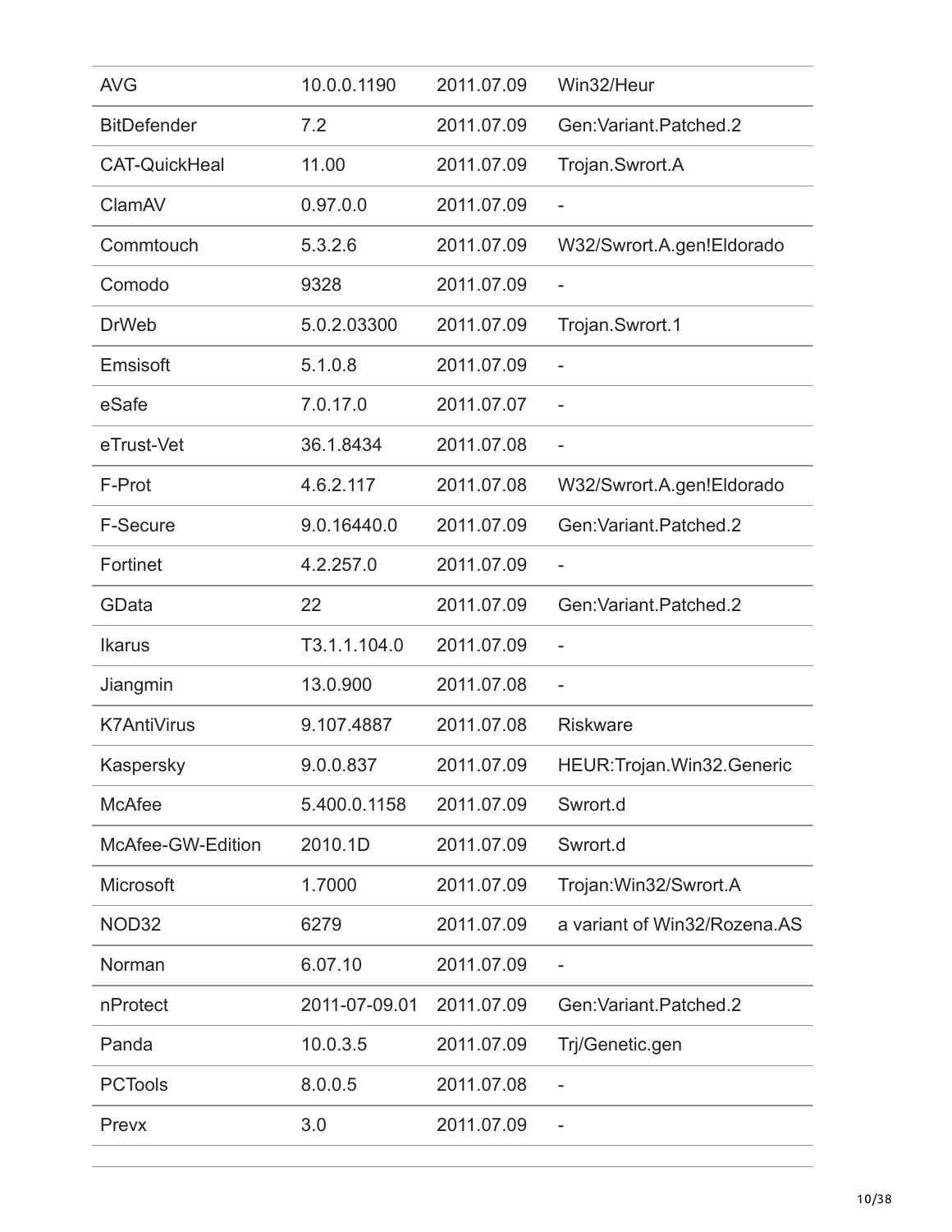| AVG | 10.0.0.1190 | 2011.07.09 | Win32/Heur |
|---|---|---|---|
| BitDefender | 7.2 | 2011.07.09 | Gen:Variant.Patched.2 |
| CAT-QuickHeal | 11.00 | 2011.07.09 | Trojan.Swrort.A |
| ClamAV | 0.97.0.0 | 2011.07.09 | - |
| Commtouch | 5.3.2.6 | 2011.07.09 | W32/Swrort.A.gen!Eldorado |
| Comodo | 9328 | 2011.07.09 | - |
| DrWeb | 5.0.2.03300 | 2011.07.09 | Trojan.Swrort.1 |
| Emsisoft | 5.1.0.8 | 2011.07.09 | - |
| eSafe | 7.0.17.0 | 2011.07.07 | - |
| eTrust-Vet | 36.1.8434 | 2011.07.08 | - |
| F-Prot | 4.6.2.117 | 2011.07.08 | W32/Swrort.A.gen!Eldorado |
| F-Secure | 9.0.16440.0 | 2011.07.09 | Gen:Variant.Patched.2 |
| Fortinet | 4.2.257.0 | 2011.07.09 | - |
| GData | 22 | 2011.07.09 | Gen:Variant.Patched.2 |
| Ikarus | T3.1.1.104.0 | 2011.07.09 | - |
| Jiangmin | 13.0.900 | 2011.07.08 | - |
| K7AntiVirus | 9.107.4887 | 2011.07.08 | Riskware |
| Kaspersky | 9.0.0.837 | 2011.07.09 | HEUR:Trojan.Win32.Generic |
| McAfee | 5.400.0.1158 | 2011.07.09 | Swrort.d |
| McAfee-GW-Edition | 2010.1D | 2011.07.09 | Swrort.d |
| Microsoft | 1.7000 | 2011.07.09 | Trojan:Win32/Swrort.A |
| NOD32 | 6279 | 2011.07.09 | a variant of Win32/Rozena.AS |
| Norman | 6.07.10 | 2011.07.09 | - |
| nProtect | 2011-07-09.01 | 2011.07.09 | Gen:Variant.Patched.2 |
| Panda | 10.0.3.5 | 2011.07.09 | Trj/Genetic.gen |
| PCTools | 8.0.0.5 | 2011.07.08 | - |
| Prevx | 3.0 | 2011.07.09 | - |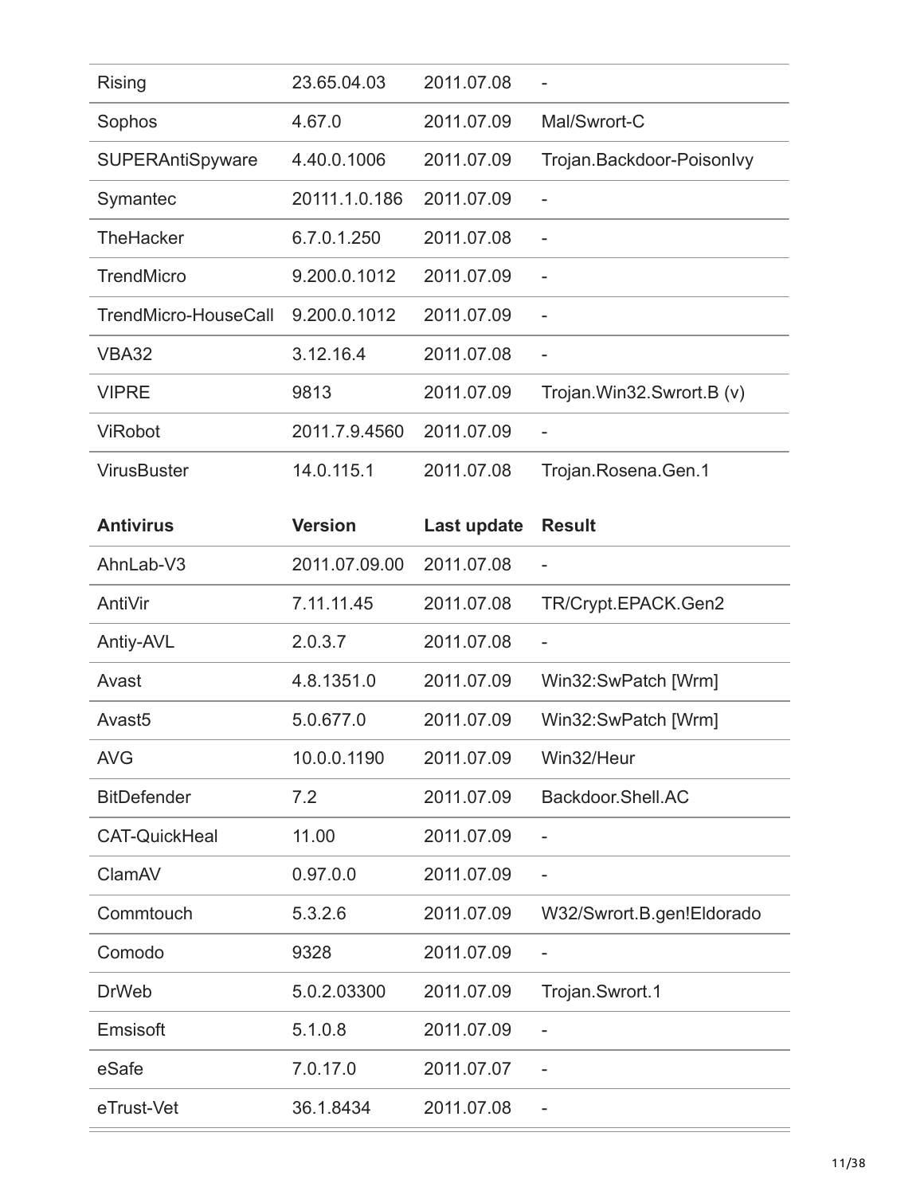| | | | |
|---|---|---|---|
| Rising | 23.65.04.03 | 2011.07.08 | - |
| Sophos | 4.67.0 | 2011.07.09 | Mal/Swrort-C |
| SUPERAntiSpyware | 4.40.0.1006 | 2011.07.09 | Trojan.Backdoor-PoisonIvy |
| Symantec | 20111.1.0.186 | 2011.07.09 | - |
| TheHacker | 6.7.0.1.250 | 2011.07.08 | - |
| TrendMicro | 9.200.0.1012 | 2011.07.09 | - |
| TrendMicro-HouseCall | 9.200.0.1012 | 2011.07.09 | - |
| VBA32 | 3.12.16.4 | 2011.07.08 | - |
| VIPRE | 9813 | 2011.07.09 | Trojan.Win32.Swrort.B (v) |
| ViRobot | 2011.7.9.4560 | 2011.07.09 | - |
| VirusBuster | 14.0.115.1 | 2011.07.08 | Trojan.Rosena.Gen.1 |

| **Antivirus** | **Version** | **Last update** | **Result** |
|---|---|---|---|
| AhnLab-V3 | 2011.07.09.00 | 2011.07.08 | - |
| AntiVir | 7.11.11.45 | 2011.07.08 | TR/Crypt.EPACK.Gen2 |
| Antiy-AVL | 2.0.3.7 | 2011.07.08 | - |
| Avast | 4.8.1351.0 | 2011.07.09 | Win32:SwPatch [Wrm] |
| Avast5 | 5.0.677.0 | 2011.07.09 | Win32:SwPatch [Wrm] |
| AVG | 10.0.0.1190 | 2011.07.09 | Win32/Heur |
| BitDefender | 7.2 | 2011.07.09 | Backdoor.Shell.AC |
| CAT-QuickHeal | 11.00 | 2011.07.09 | - |
| ClamAV | 0.97.0.0 | 2011.07.09 | - |
| Commtouch | 5.3.2.6 | 2011.07.09 | W32/Swrort.B.gen!Eldorado |
| Comodo | 9328 | 2011.07.09 | - |
| DrWeb | 5.0.2.03300 | 2011.07.09 | Trojan.Swrort.1 |
| Emsisoft | 5.1.0.8 | 2011.07.09 | - |
| eSafe | 7.0.17.0 | 2011.07.07 | - |
| eTrust-Vet | 36.1.8434 | 2011.07.08 | - |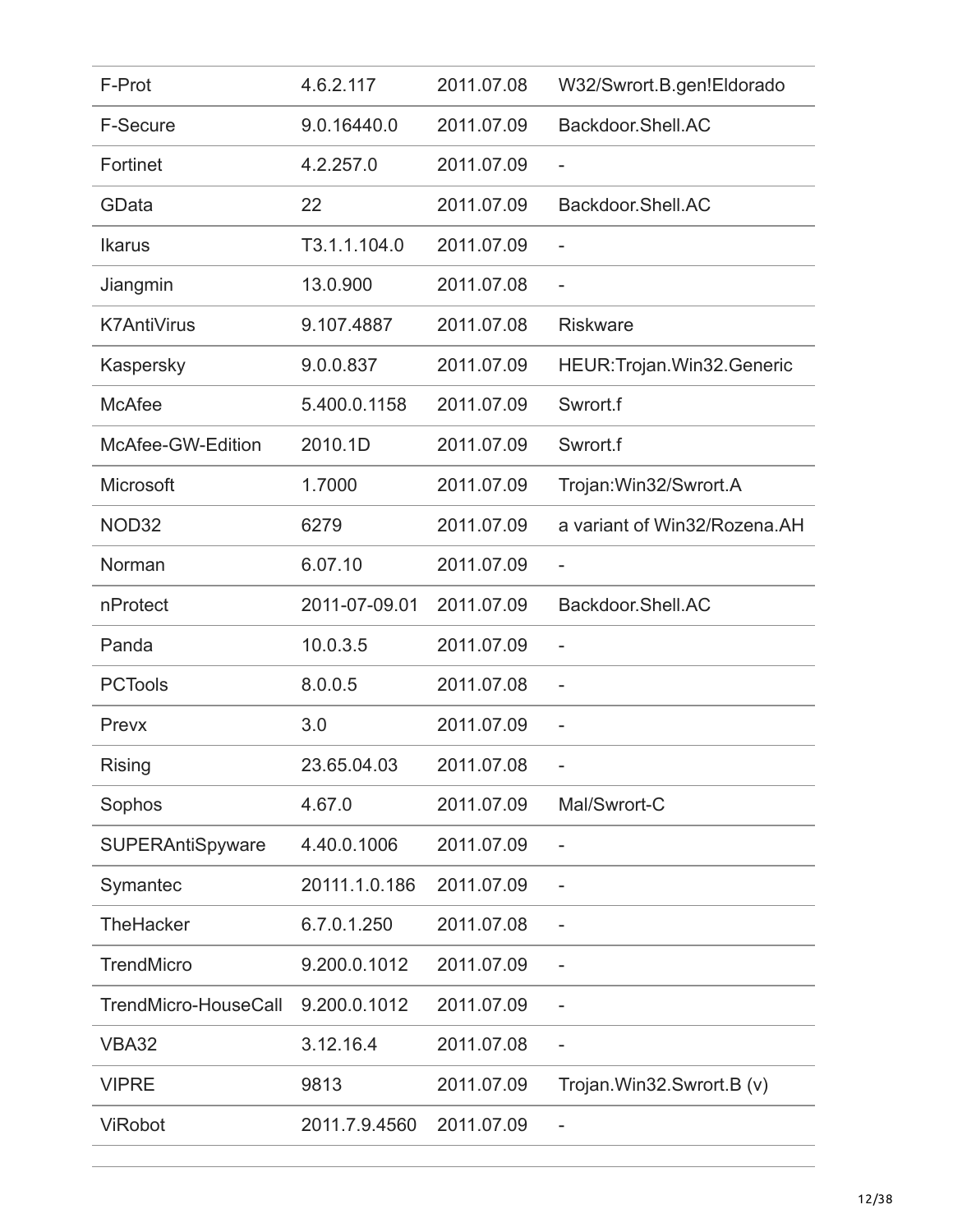| F-Prot | 4.6.2.117 | 2011.07.08 | W32/Swrort.B.gen!Eldorado |
|---|---|---|---|
| F-Secure | 9.0.16440.0 | 2011.07.09 | Backdoor.Shell.AC |
| Fortinet | 4.2.257.0 | 2011.07.09 | - |
| GData | 22 | 2011.07.09 | Backdoor.Shell.AC |
| Ikarus | T3.1.1.104.0 | 2011.07.09 | - |
| Jiangmin | 13.0.900 | 2011.07.08 | - |
| K7AntiVirus | 9.107.4887 | 2011.07.08 | Riskware |
| Kaspersky | 9.0.0.837 | 2011.07.09 | HEUR:Trojan.Win32.Generic |
| McAfee | 5.400.0.1158 | 2011.07.09 | Swrort.f |
| McAfee-GW-Edition | 2010.1D | 2011.07.09 | Swrort.f |
| Microsoft | 1.7000 | 2011.07.09 | Trojan:Win32/Swrort.A |
| NOD32 | 6279 | 2011.07.09 | a variant of Win32/Rozena.AH |
| Norman | 6.07.10 | 2011.07.09 | - |
| nProtect | 2011-07-09.01 | 2011.07.09 | Backdoor.Shell.AC |
| Panda | 10.0.3.5 | 2011.07.09 | - |
| PCTools | 8.0.0.5 | 2011.07.08 | - |
| Prevx | 3.0 | 2011.07.09 | - |
| Rising | 23.65.04.03 | 2011.07.08 | - |
| Sophos | 4.67.0 | 2011.07.09 | Mal/Swrort-C |
| SUPERAntiSpyware | 4.40.0.1006 | 2011.07.09 | - |
| Symantec | 20111.1.0.186 | 2011.07.09 | - |
| TheHacker | 6.7.0.1.250 | 2011.07.08 | - |
| TrendMicro | 9.200.0.1012 | 2011.07.09 | - |
| TrendMicro-HouseCall | 9.200.0.1012 | 2011.07.09 | - |
| VBA32 | 3.12.16.4 | 2011.07.08 | - |
| VIPRE | 9813 | 2011.07.09 | Trojan.Win32.Swrort.B (v) |
| ViRobot | 2011.7.9.4560 | 2011.07.09 | - |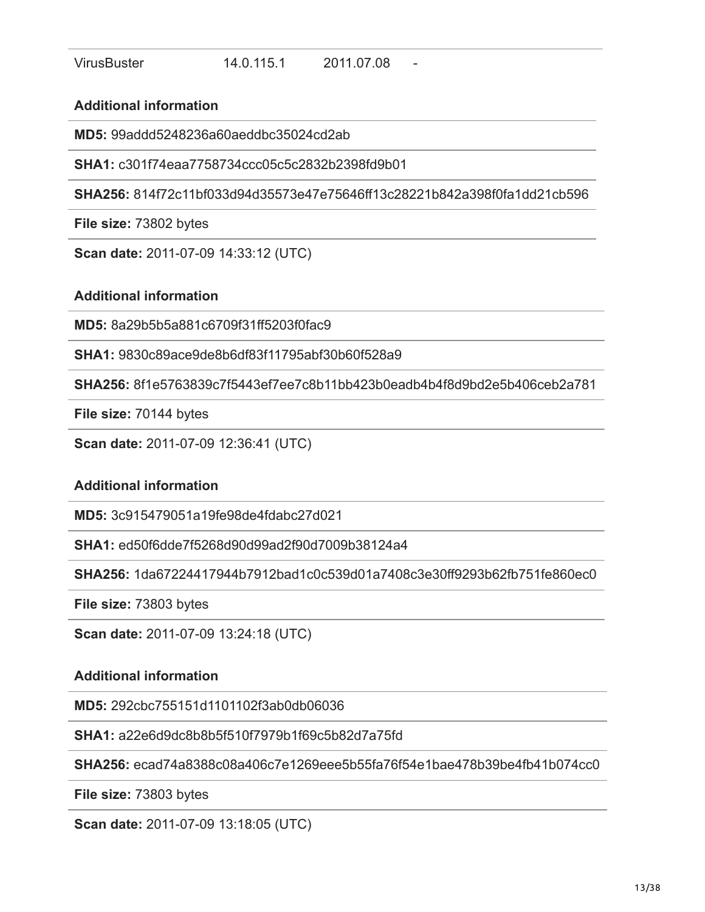| VirusBuster | 14.0.115.1 | 2011.07.08 | - |
|---|---|---|---|

**Additional information**

**MD5:** 99addd5248236a60aeddbc35024cd2ab

**SHA1:** c301f74eaa7758734ccc05c5c2832b2398fd9b01

**SHA256:** 814f72c11bf033d94d35573e47e75646ff13c28221b842a398f0fa1dd21cb596

**File size:** 73802 bytes

**Scan date:** 2011-07-09 14:33:12 (UTC)

**Additional information**

**MD5:** 8a29b5b5a881c6709f31ff5203f0fac9

**SHA1:** 9830c89ace9de8b6df83f11795abf30b60f528a9

**SHA256:** 8f1e5763839c7f5443ef7ee7c8b11bb423b0eadb4b4f8d9bd2e5b406ceb2a781

**File size:** 70144 bytes

**Scan date:** 2011-07-09 12:36:41 (UTC)

**Additional information**

**MD5:** 3c915479051a19fe98de4fdabc27d021

**SHA1:** ed50f6dde7f5268d90d99ad2f90d7009b38124a4

**SHA256:** 1da67224417944b7912bad1c0c539d01a7408c3e30ff9293b62fb751fe860ec0

**File size:** 73803 bytes

**Scan date:** 2011-07-09 13:24:18 (UTC)

**Additional information**

**MD5:** 292cbc755151d1101102f3ab0db06036

**SHA1:** a22e6d9dc8b8b5f510f7979b1f69c5b82d7a75fd

**SHA256:** ecad74a8388c08a406c7e1269eee5b55fa76f54e1bae478b39be4fb41b074cc0

**File size:** 73803 bytes

**Scan date:** 2011-07-09 13:18:05 (UTC)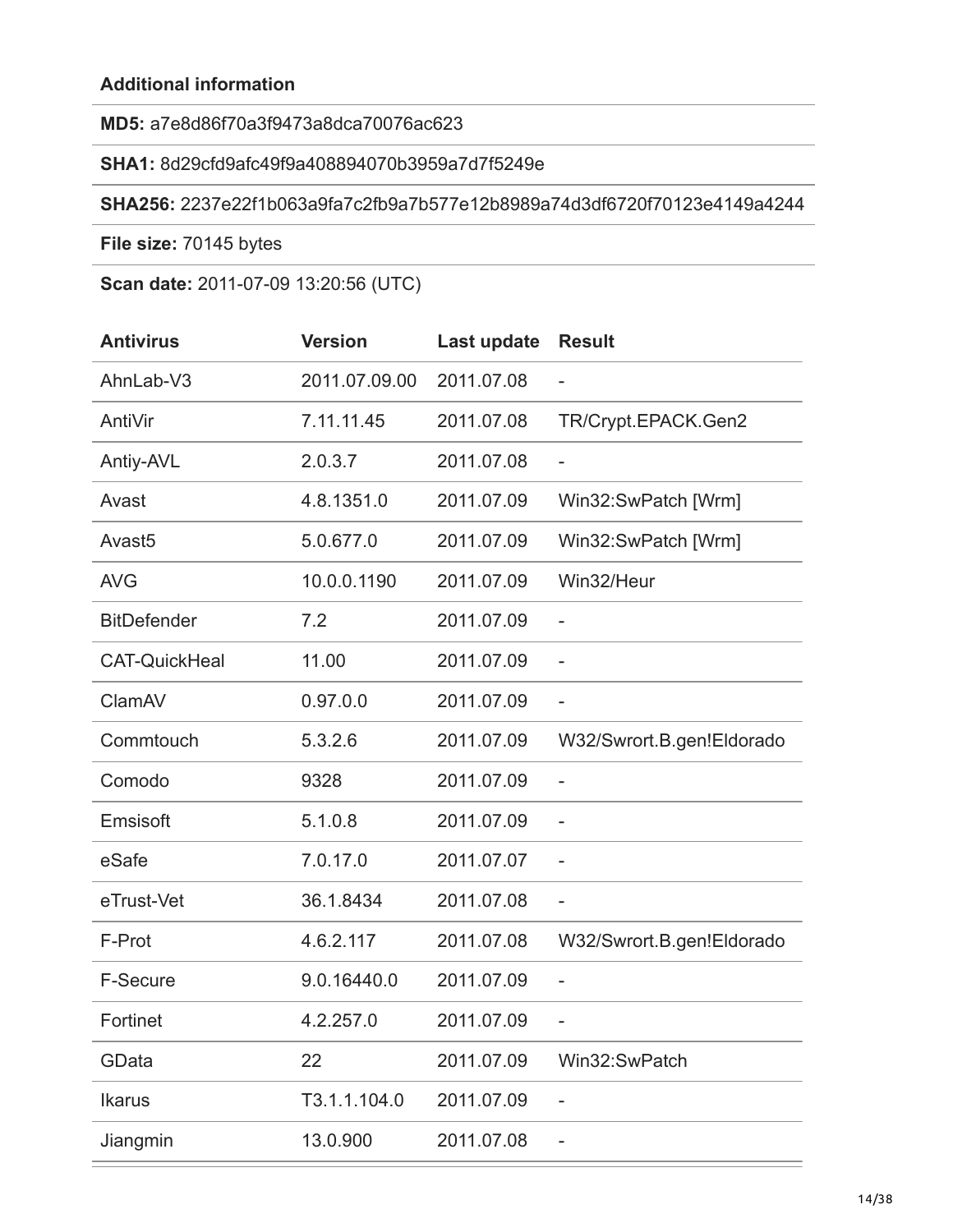**Additional information**

**MD5:** a7e8d86f70a3f9473a8dca70076ac623

**SHA1:** 8d29cfd9afc49f9a408894070b3959a7d7f5249e

**SHA256:** 2237e22f1b063a9fa7c2fb9a7b577e12b8989a74d3df6720f70123e4149a4244

**File size:** 70145 bytes

**Scan date:** 2011-07-09 13:20:56 (UTC)

| Antivirus | Version | Last update | Result |
|---|---|---|---|
| AhnLab-V3 | 2011.07.09.00 | 2011.07.08 | - |
| AntiVir | 7.11.11.45 | 2011.07.08 | TR/Crypt.EPACK.Gen2 |
| Antiy-AVL | 2.0.3.7 | 2011.07.08 | - |
| Avast | 4.8.1351.0 | 2011.07.09 | Win32:SwPatch [Wrm] |
| Avast5 | 5.0.677.0 | 2011.07.09 | Win32:SwPatch [Wrm] |
| AVG | 10.0.0.1190 | 2011.07.09 | Win32/Heur |
| BitDefender | 7.2 | 2011.07.09 | - |
| CAT-QuickHeal | 11.00 | 2011.07.09 | - |
| ClamAV | 0.97.0.0 | 2011.07.09 | - |
| Commtouch | 5.3.2.6 | 2011.07.09 | W32/Swrort.B.gen!Eldorado |
| Comodo | 9328 | 2011.07.09 | - |
| Emsisoft | 5.1.0.8 | 2011.07.09 | - |
| eSafe | 7.0.17.0 | 2011.07.07 | - |
| eTrust-Vet | 36.1.8434 | 2011.07.08 | - |
| F-Prot | 4.6.2.117 | 2011.07.08 | W32/Swrort.B.gen!Eldorado |
| F-Secure | 9.0.16440.0 | 2011.07.09 | - |
| Fortinet | 4.2.257.0 | 2011.07.09 | - |
| GData | 22 | 2011.07.09 | Win32:SwPatch |
| Ikarus | T3.1.1.104.0 | 2011.07.09 | - |
| Jiangmin | 13.0.900 | 2011.07.08 | - |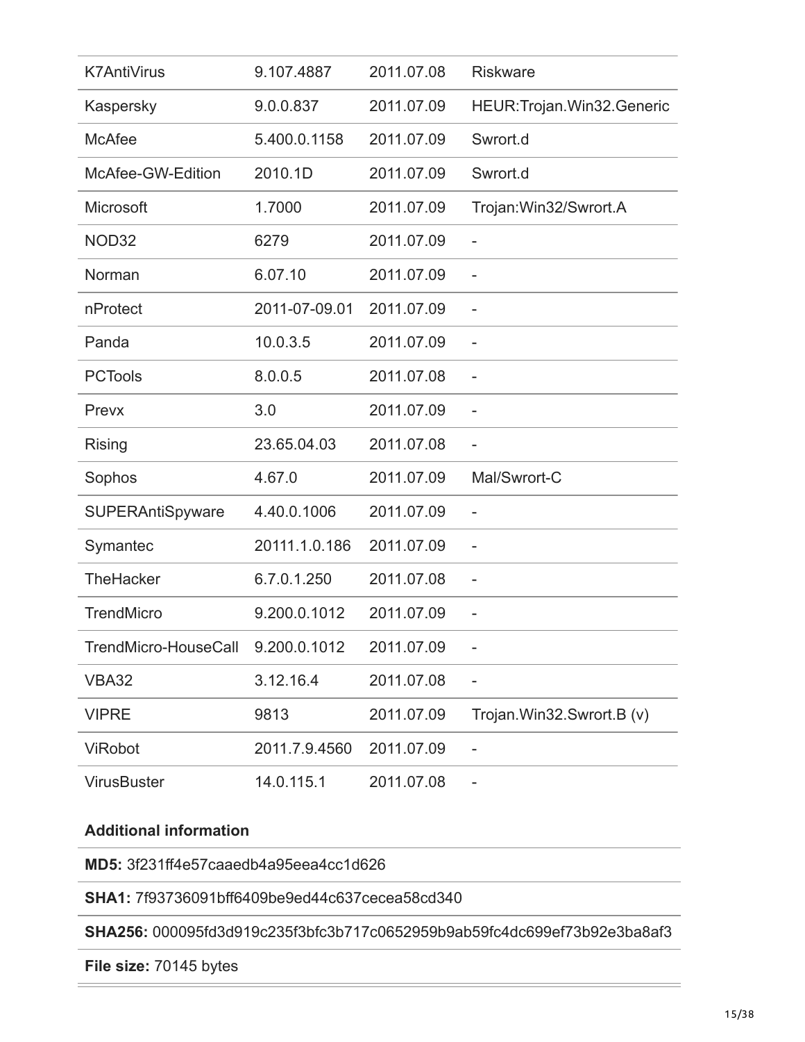| | | | |
|---|---|---|---|
| K7AntiVirus | 9.107.4887 | 2011.07.08 | Riskware |
| Kaspersky | 9.0.0.837 | 2011.07.09 | HEUR:Trojan.Win32.Generic |
| McAfee | 5.400.0.1158 | 2011.07.09 | Swrort.d |
| McAfee-GW-Edition | 2010.1D | 2011.07.09 | Swrort.d |
| Microsoft | 1.7000 | 2011.07.09 | Trojan:Win32/Swrort.A |
| NOD32 | 6279 | 2011.07.09 | - |
| Norman | 6.07.10 | 2011.07.09 | - |
| nProtect | 2011-07-09.01 | 2011.07.09 | - |
| Panda | 10.0.3.5 | 2011.07.09 | - |
| PCTools | 8.0.0.5 | 2011.07.08 | - |
| Prevx | 3.0 | 2011.07.09 | - |
| Rising | 23.65.04.03 | 2011.07.08 | - |
| Sophos | 4.67.0 | 2011.07.09 | Mal/Swrort-C |
| SUPERAntiSpyware | 4.40.0.1006 | 2011.07.09 | - |
| Symantec | 20111.1.0.186 | 2011.07.09 | - |
| TheHacker | 6.7.0.1.250 | 2011.07.08 | - |
| TrendMicro | 9.200.0.1012 | 2011.07.09 | - |
| TrendMicro-HouseCall | 9.200.0.1012 | 2011.07.09 | - |
| VBA32 | 3.12.16.4 | 2011.07.08 | - |
| VIPRE | 9813 | 2011.07.09 | Trojan.Win32.Swrort.B (v) |
| ViRobot | 2011.7.9.4560 | 2011.07.09 | - |
| VirusBuster | 14.0.115.1 | 2011.07.08 | - |

**Additional information**

**MD5:** 3f231ff4e57caaedb4a95eea4cc1d626

**SHA1:** 7f93736091bff6409be9ed44c637cecea58cd340

**SHA256:** 000095fd3d919c235f3bfc3b717c0652959b9ab59fc4dc699ef73b92e3ba8af3

**File size:** 70145 bytes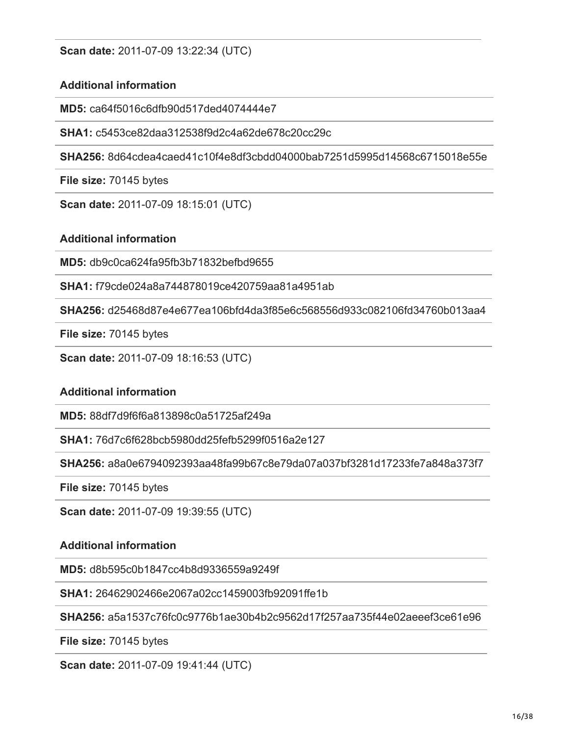**Scan date:** 2011-07-09 13:22:34 (UTC)

**Additional information**

**MD5:** ca64f5016c6dfb90d517ded4074444e7

**SHA1:** c5453ce82daa312538f9d2c4a62de678c20cc29c

**SHA256:** 8d64cdea4caed41c10f4e8df3cbdd04000bab7251d5995d14568c6715018e55e

**File size:** 70145 bytes

**Scan date:** 2011-07-09 18:15:01 (UTC)

**Additional information**

**MD5:** db9c0ca624fa95fb3b71832befbd9655

**SHA1:** f79cde024a8a744878019ce420759aa81a4951ab

**SHA256:** d25468d87e4e677ea106bfd4da3f85e6c568556d933c082106fd34760b013aa4

**File size:** 70145 bytes

**Scan date:** 2011-07-09 18:16:53 (UTC)

**Additional information**

**MD5:** 88df7d9f6f6a813898c0a51725af249a

**SHA1:** 76d7c6f628bcb5980dd25fefb5299f0516a2e127

**SHA256:** a8a0e6794092393aa48fa99b67c8e79da07a037bf3281d17233fe7a848a373f7

**File size:** 70145 bytes

**Scan date:** 2011-07-09 19:39:55 (UTC)

**Additional information**

**MD5:** d8b595c0b1847cc4b8d9336559a9249f

**SHA1:** 26462902466e2067a02cc1459003fb92091ffe1b

**SHA256:** a5a1537c76fc0c9776b1ae30b4b2c9562d17f257aa735f44e02aeeef3ce61e96

**File size:** 70145 bytes

**Scan date:** 2011-07-09 19:41:44 (UTC)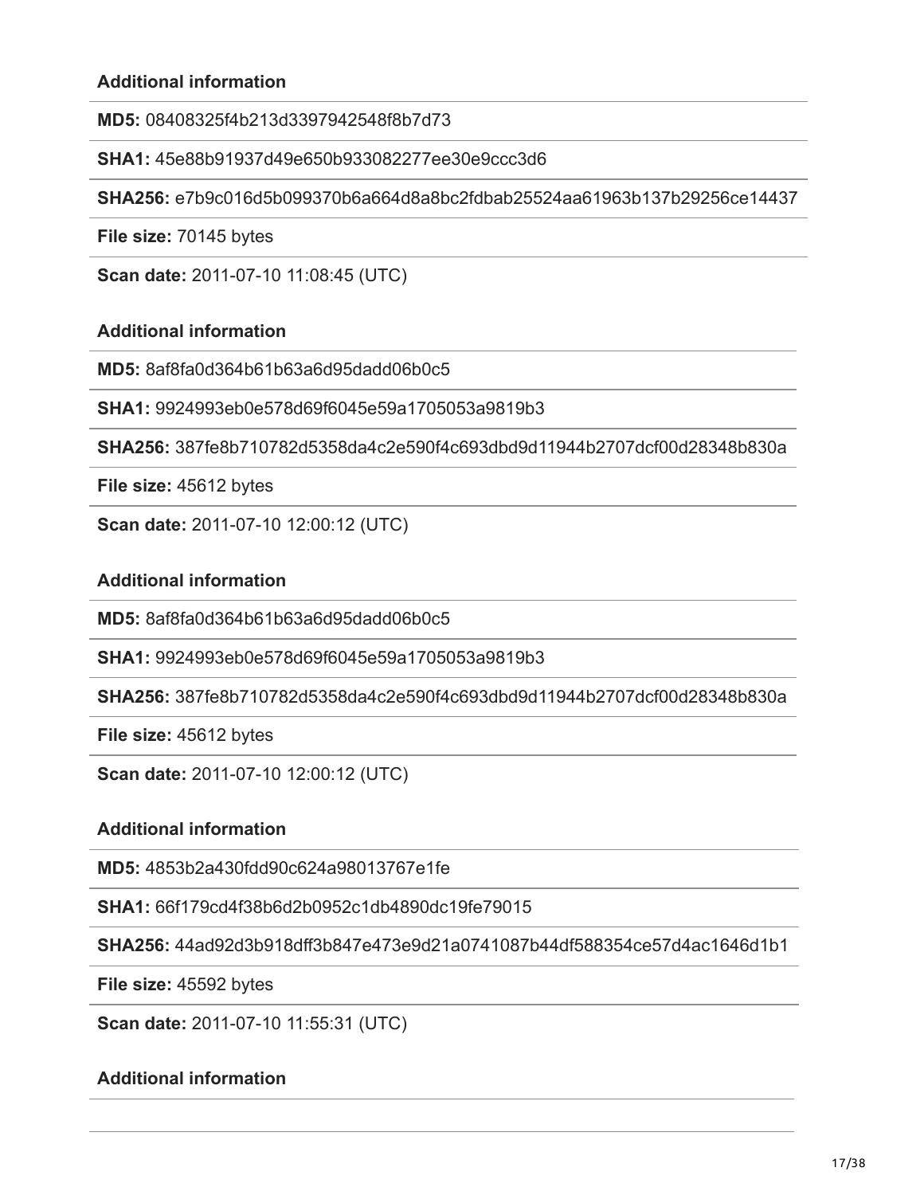**Additional information**

**MD5:** 08408325f4b213d3397942548f8b7d73

**SHA1:** 45e88b91937d49e650b933082277ee30e9ccc3d6

**SHA256:** e7b9c016d5b099370b6a664d8a8bc2fdbab25524aa61963b137b29256ce14437

**File size:** 70145 bytes

**Scan date:** 2011-07-10 11:08:45 (UTC)

**Additional information**

**MD5:** 8af8fa0d364b61b63a6d95dadd06b0c5

**SHA1:** 9924993eb0e578d69f6045e59a1705053a9819b3

**SHA256:** 387fe8b710782d5358da4c2e590f4c693dbd9d11944b2707dcf00d28348b830a

**File size:** 45612 bytes

**Scan date:** 2011-07-10 12:00:12 (UTC)

**Additional information**

**MD5:** 8af8fa0d364b61b63a6d95dadd06b0c5

**SHA1:** 9924993eb0e578d69f6045e59a1705053a9819b3

**SHA256:** 387fe8b710782d5358da4c2e590f4c693dbd9d11944b2707dcf00d28348b830a

**File size:** 45612 bytes

**Scan date:** 2011-07-10 12:00:12 (UTC)

**Additional information**

**MD5:** 4853b2a430fdd90c624a98013767e1fe

**SHA1:** 66f179cd4f38b6d2b0952c1db4890dc19fe79015

**SHA256:** 44ad92d3b918dff3b847e473e9d21a0741087b44df588354ce57d4ac1646d1b1

**File size:** 45592 bytes

**Scan date:** 2011-07-10 11:55:31 (UTC)

**Additional information**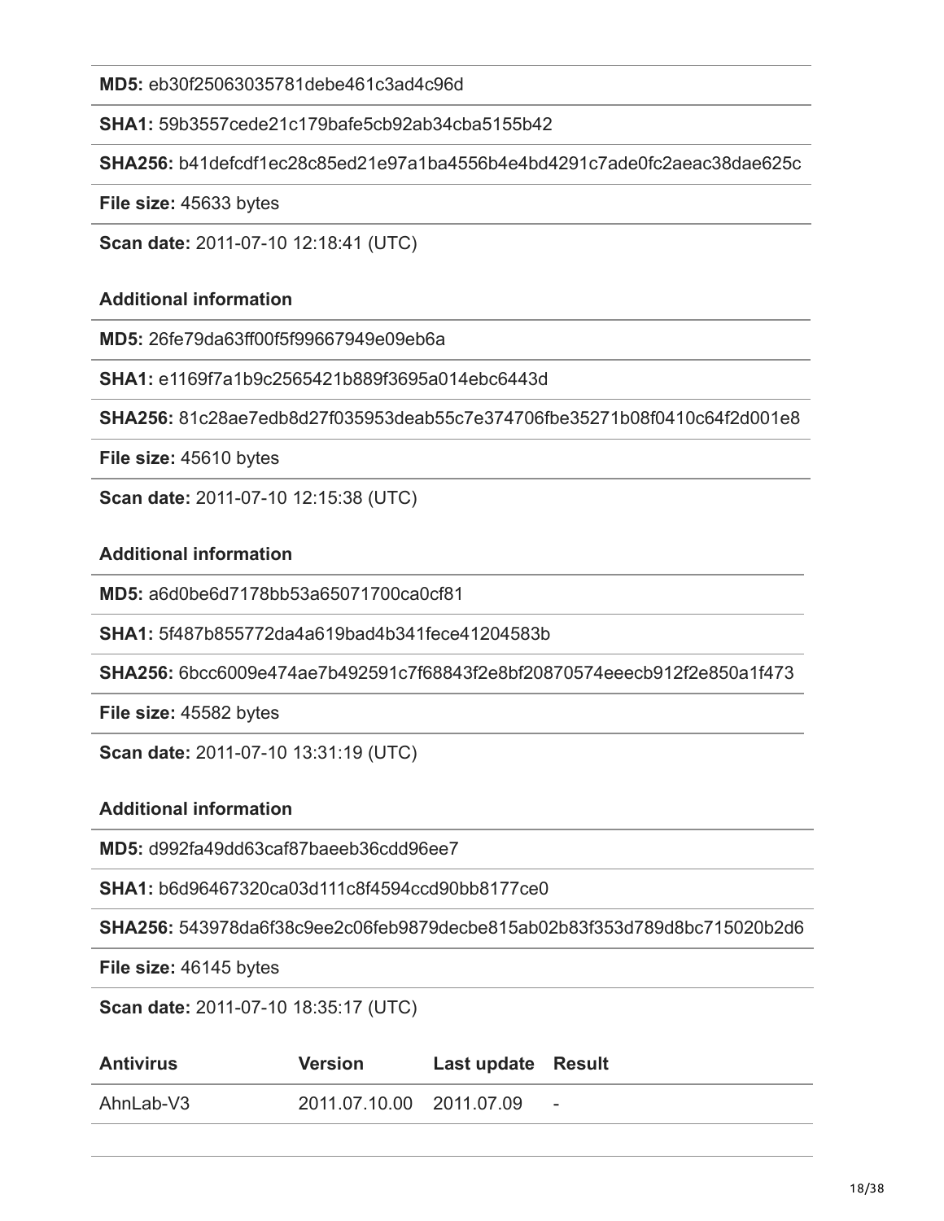**MD5:** eb30f25063035781debe461c3ad4c96d

**SHA1:** 59b3557cede21c179bafe5cb92ab34cba5155b42

**SHA256:** b41defcdf1ec28c85ed21e97a1ba4556b4e4bd4291c7ade0fc2aeac38dae625c

**File size:** 45633 bytes

**Scan date:** 2011-07-10 12:18:41 (UTC)

**Additional information**

**MD5:** 26fe79da63ff00f5f99667949e09eb6a

**SHA1:** e1169f7a1b9c2565421b889f3695a014ebc6443d

**SHA256:** 81c28ae7edb8d27f035953deab55c7e374706fbe35271b08f0410c64f2d001e8

**File size:** 45610 bytes

**Scan date:** 2011-07-10 12:15:38 (UTC)

**Additional information**

**MD5:** a6d0be6d7178bb53a65071700ca0cf81

**SHA1:** 5f487b855772da4a619bad4b341fece41204583b

**SHA256:** 6bcc6009e474ae7b492591c7f68843f2e8bf20870574eeecb912f2e850a1f473

**File size:** 45582 bytes

**Scan date:** 2011-07-10 13:31:19 (UTC)

**Additional information**

**MD5:** d992fa49dd63caf87baeeb36cdd96ee7

**SHA1:** b6d96467320ca03d111c8f4594ccd90bb8177ce0

**SHA256:** 543978da6f38c9ee2c06feb9879decbe815ab02b83f353d789d8bc715020b2d6

**File size:** 46145 bytes

**Scan date:** 2011-07-10 18:35:17 (UTC)

| Antivirus | Version | Last update | Result |
|---|---|---|---|
| AhnLab-V3 | 2011.07.10.00 | 2011.07.09 | - |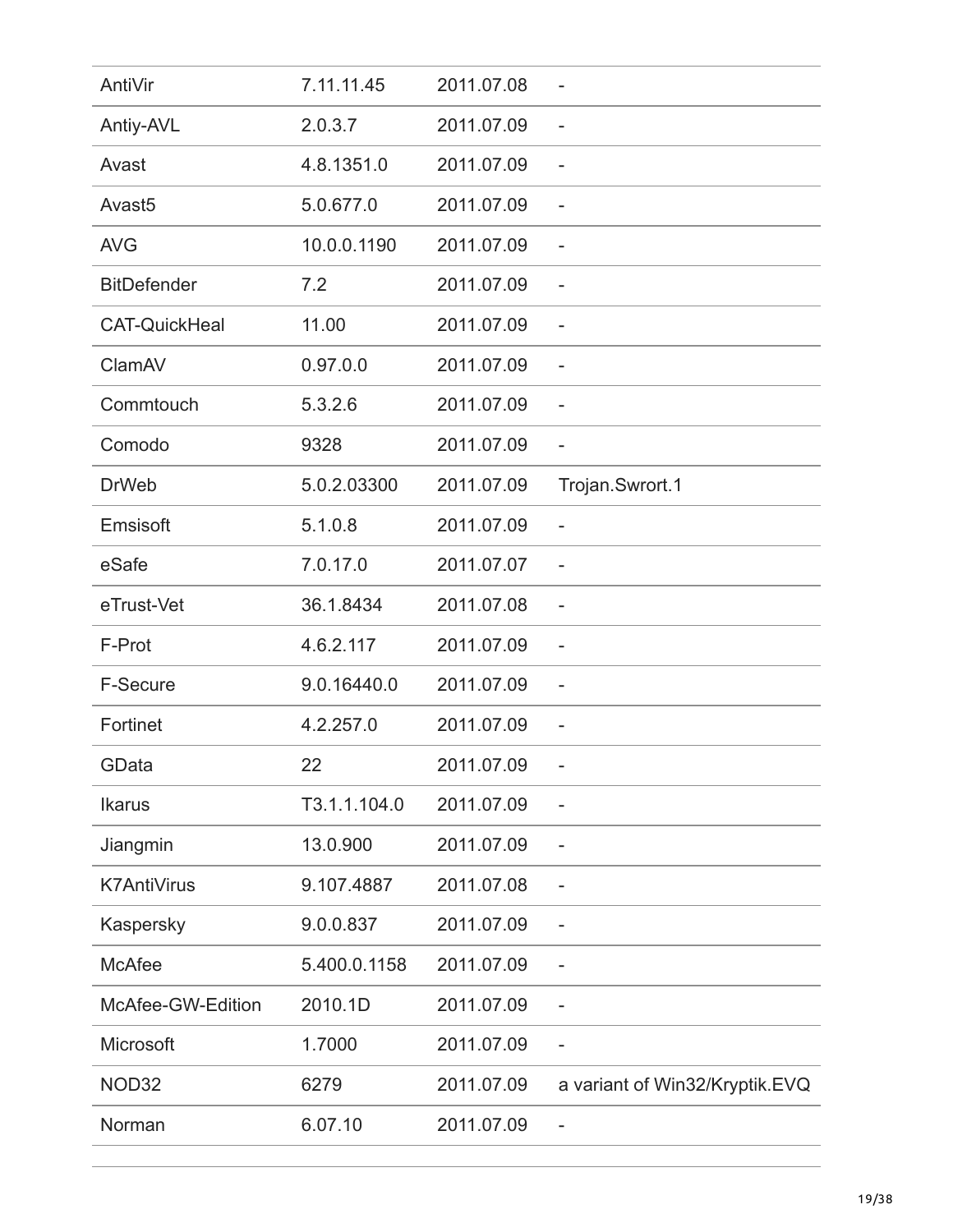| AntiVir | 7.11.11.45 | 2011.07.08 | - |
|---|---|---|---|
| Antiy-AVL | 2.0.3.7 | 2011.07.09 | - |
| Avast | 4.8.1351.0 | 2011.07.09 | - |
| Avast5 | 5.0.677.0 | 2011.07.09 | - |
| AVG | 10.0.0.1190 | 2011.07.09 | - |
| BitDefender | 7.2 | 2011.07.09 | - |
| CAT-QuickHeal | 11.00 | 2011.07.09 | - |
| ClamAV | 0.97.0.0 | 2011.07.09 | - |
| Commtouch | 5.3.2.6 | 2011.07.09 | - |
| Comodo | 9328 | 2011.07.09 | - |
| DrWeb | 5.0.2.03300 | 2011.07.09 | Trojan.Swrort.1 |
| Emsisoft | 5.1.0.8 | 2011.07.09 | - |
| eSafe | 7.0.17.0 | 2011.07.07 | - |
| eTrust-Vet | 36.1.8434 | 2011.07.08 | - |
| F-Prot | 4.6.2.117 | 2011.07.09 | - |
| F-Secure | 9.0.16440.0 | 2011.07.09 | - |
| Fortinet | 4.2.257.0 | 2011.07.09 | - |
| GData | 22 | 2011.07.09 | - |
| Ikarus | T3.1.1.104.0 | 2011.07.09 | - |
| Jiangmin | 13.0.900 | 2011.07.09 | - |
| K7AntiVirus | 9.107.4887 | 2011.07.08 | - |
| Kaspersky | 9.0.0.837 | 2011.07.09 | - |
| McAfee | 5.400.0.1158 | 2011.07.09 | - |
| McAfee-GW-Edition | 2010.1D | 2011.07.09 | - |
| Microsoft | 1.7000 | 2011.07.09 | - |
| NOD32 | 6279 | 2011.07.09 | a variant of Win32/Kryptik.EVQ |
| Norman | 6.07.10 | 2011.07.09 | - |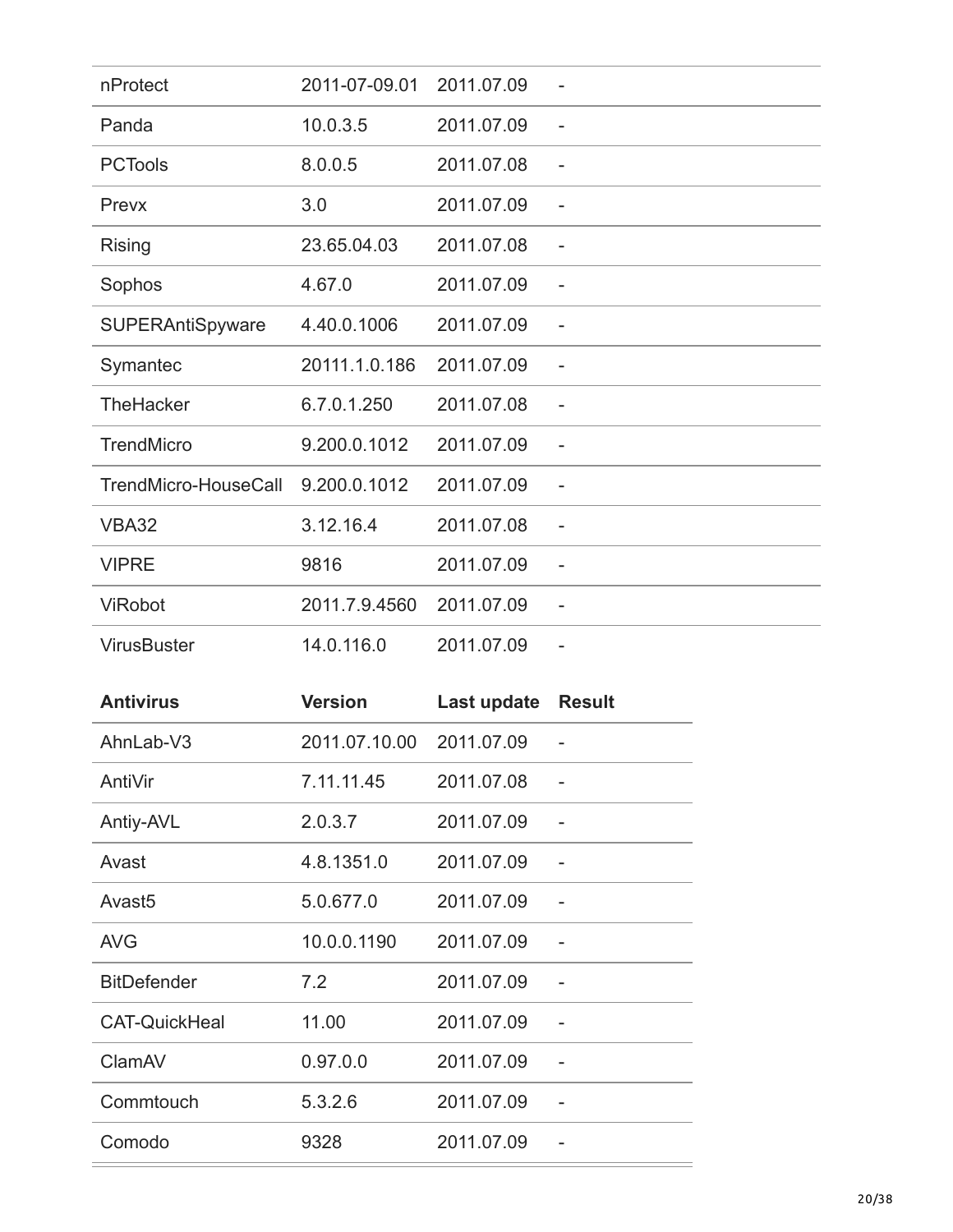| | | | |
|---|---|---|---|
| nProtect | 2011-07-09.01 | 2011.07.09 | - |
| Panda | 10.0.3.5 | 2011.07.09 | - |
| PCTools | 8.0.0.5 | 2011.07.08 | - |
| Prevx | 3.0 | 2011.07.09 | - |
| Rising | 23.65.04.03 | 2011.07.08 | - |
| Sophos | 4.67.0 | 2011.07.09 | - |
| SUPERAntiSpyware | 4.40.0.1006 | 2011.07.09 | - |
| Symantec | 20111.1.0.186 | 2011.07.09 | - |
| TheHacker | 6.7.0.1.250 | 2011.07.08 | - |
| TrendMicro | 9.200.0.1012 | 2011.07.09 | - |
| TrendMicro-HouseCall | 9.200.0.1012 | 2011.07.09 | - |
| VBA32 | 3.12.16.4 | 2011.07.08 | - |
| VIPRE | 9816 | 2011.07.09 | - |
| ViRobot | 2011.7.9.4560 | 2011.07.09 | - |
| VirusBuster | 14.0.116.0 | 2011.07.09 | - |

| Antivirus | Version | Last update | Result |
|---|---|---|---|
| AhnLab-V3 | 2011.07.10.00 | 2011.07.09 | - |
| AntiVir | 7.11.11.45 | 2011.07.08 | - |
| Antiy-AVL | 2.0.3.7 | 2011.07.09 | - |
| Avast | 4.8.1351.0 | 2011.07.09 | - |
| Avast5 | 5.0.677.0 | 2011.07.09 | - |
| AVG | 10.0.0.1190 | 2011.07.09 | - |
| BitDefender | 7.2 | 2011.07.09 | - |
| CAT-QuickHeal | 11.00 | 2011.07.09 | - |
| ClamAV | 0.97.0.0 | 2011.07.09 | - |
| Commtouch | 5.3.2.6 | 2011.07.09 | - |
| Comodo | 9328 | 2011.07.09 | - |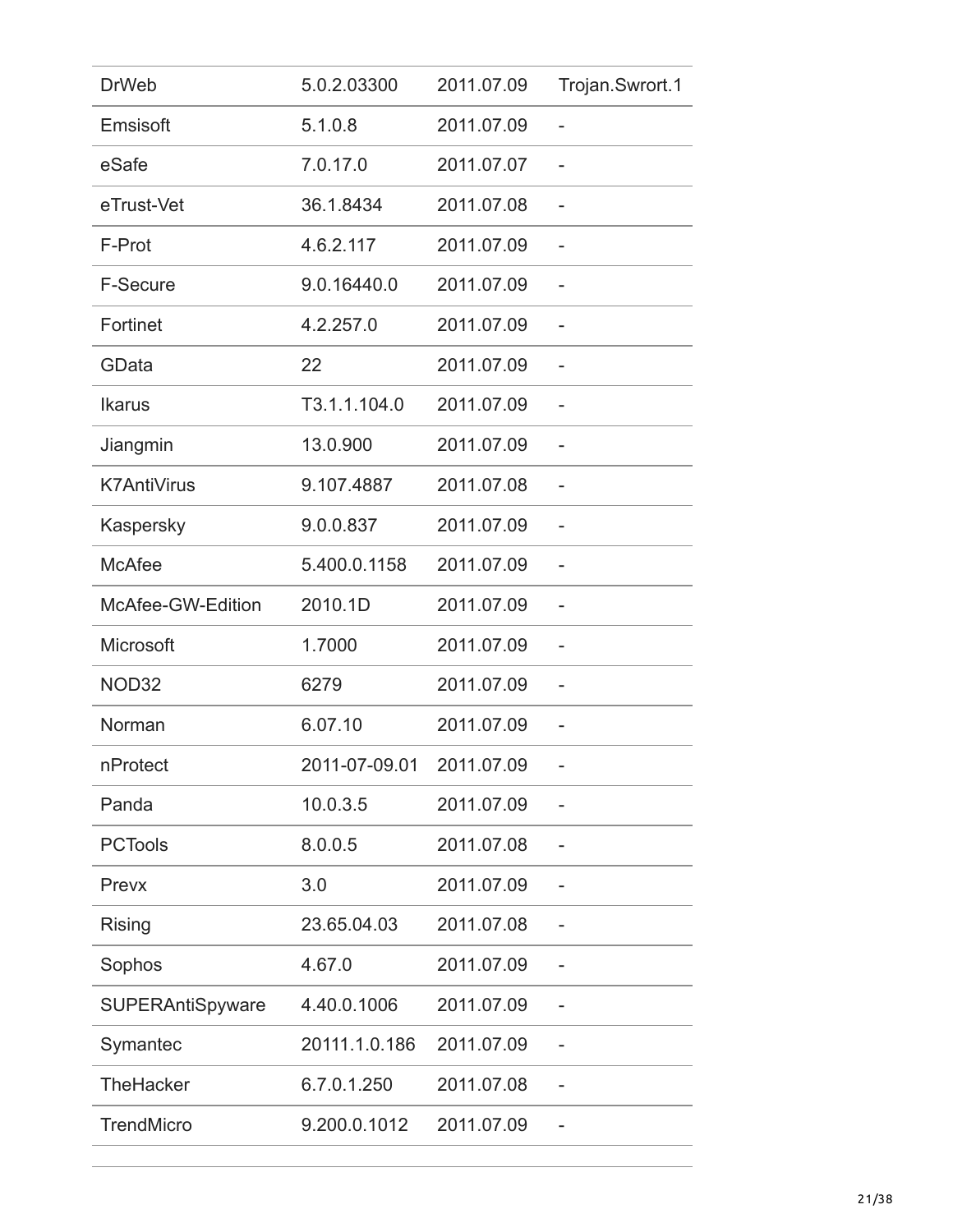| | | | |
|---|---|---|---|
| DrWeb | 5.0.2.03300 | 2011.07.09 | Trojan.Swrort.1 |
| Emsisoft | 5.1.0.8 | 2011.07.09 | - |
| eSafe | 7.0.17.0 | 2011.07.07 | - |
| eTrust-Vet | 36.1.8434 | 2011.07.08 | - |
| F-Prot | 4.6.2.117 | 2011.07.09 | - |
| F-Secure | 9.0.16440.0 | 2011.07.09 | - |
| Fortinet | 4.2.257.0 | 2011.07.09 | - |
| GData | 22 | 2011.07.09 | - |
| Ikarus | T3.1.1.104.0 | 2011.07.09 | - |
| Jiangmin | 13.0.900 | 2011.07.09 | - |
| K7AntiVirus | 9.107.4887 | 2011.07.08 | - |
| Kaspersky | 9.0.0.837 | 2011.07.09 | - |
| McAfee | 5.400.0.1158 | 2011.07.09 | - |
| McAfee-GW-Edition | 2010.1D | 2011.07.09 | - |
| Microsoft | 1.7000 | 2011.07.09 | - |
| NOD32 | 6279 | 2011.07.09 | - |
| Norman | 6.07.10 | 2011.07.09 | - |
| nProtect | 2011-07-09.01 | 2011.07.09 | - |
| Panda | 10.0.3.5 | 2011.07.09 | - |
| PCTools | 8.0.0.5 | 2011.07.08 | - |
| Prevx | 3.0 | 2011.07.09 | - |
| Rising | 23.65.04.03 | 2011.07.08 | - |
| Sophos | 4.67.0 | 2011.07.09 | - |
| SUPERAntiSpyware | 4.40.0.1006 | 2011.07.09 | - |
| Symantec | 20111.1.0.186 | 2011.07.09 | - |
| TheHacker | 6.7.0.1.250 | 2011.07.08 | - |
| TrendMicro | 9.200.0.1012 | 2011.07.09 | - |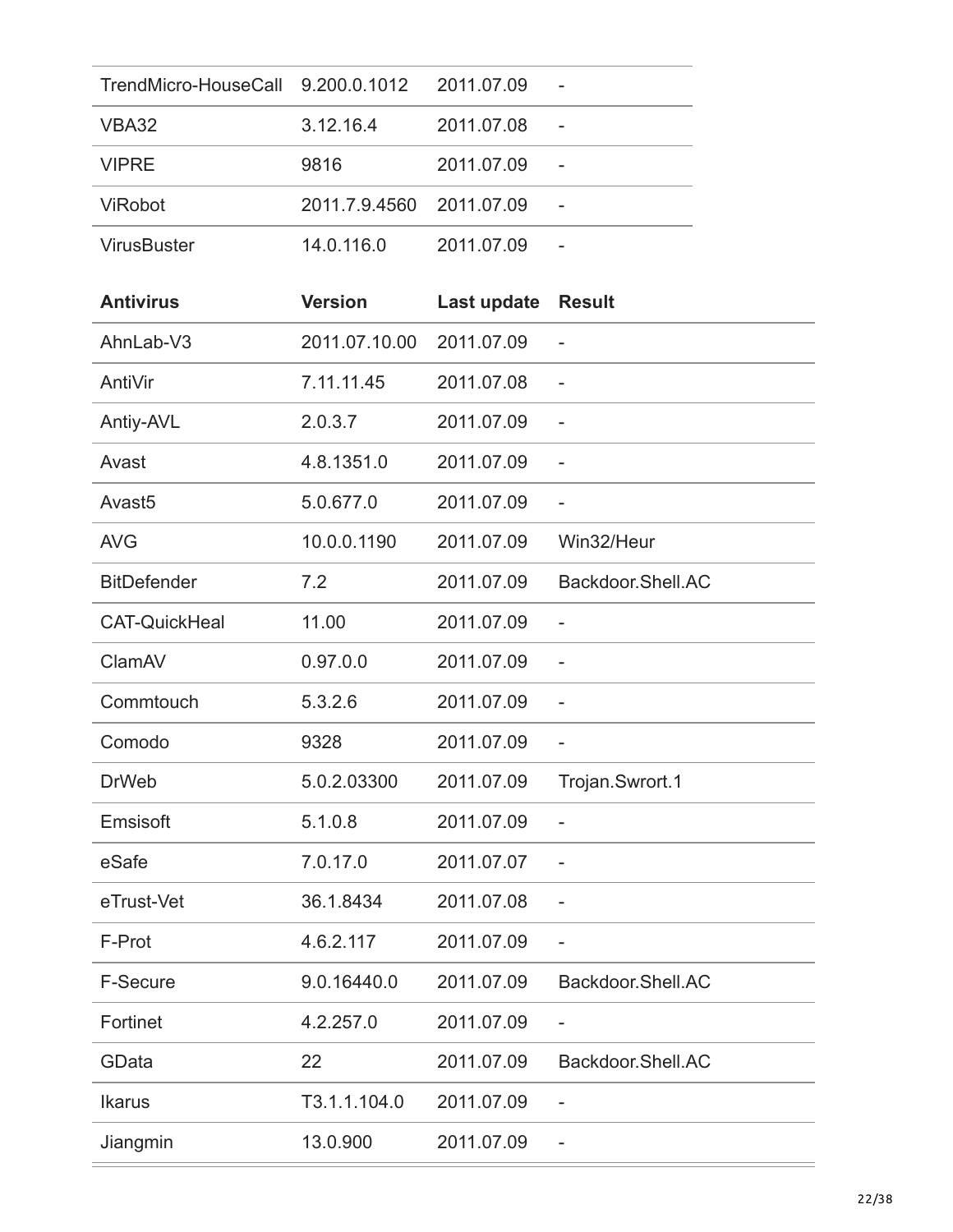| | | | |
|---|---|---|---|
| TrendMicro-HouseCall | 9.200.0.1012 | 2011.07.09 | - |
| VBA32 | 3.12.16.4 | 2011.07.08 | - |
| VIPRE | 9816 | 2011.07.09 | - |
| ViRobot | 2011.7.9.4560 | 2011.07.09 | - |
| VirusBuster | 14.0.116.0 | 2011.07.09 | - |

| Antivirus | Version | Last update | Result |
|---|---|---|---|
| AhnLab-V3 | 2011.07.10.00 | 2011.07.09 | - |
| AntiVir | 7.11.11.45 | 2011.07.08 | - |
| Antiy-AVL | 2.0.3.7 | 2011.07.09 | - |
| Avast | 4.8.1351.0 | 2011.07.09 | - |
| Avast5 | 5.0.677.0 | 2011.07.09 | - |
| AVG | 10.0.0.1190 | 2011.07.09 | Win32/Heur |
| BitDefender | 7.2 | 2011.07.09 | Backdoor.Shell.AC |
| CAT-QuickHeal | 11.00 | 2011.07.09 | - |
| ClamAV | 0.97.0.0 | 2011.07.09 | - |
| Commtouch | 5.3.2.6 | 2011.07.09 | - |
| Comodo | 9328 | 2011.07.09 | - |
| DrWeb | 5.0.2.03300 | 2011.07.09 | Trojan.Swrort.1 |
| Emsisoft | 5.1.0.8 | 2011.07.09 | - |
| eSafe | 7.0.17.0 | 2011.07.07 | - |
| eTrust-Vet | 36.1.8434 | 2011.07.08 | - |
| F-Prot | 4.6.2.117 | 2011.07.09 | - |
| F-Secure | 9.0.16440.0 | 2011.07.09 | Backdoor.Shell.AC |
| Fortinet | 4.2.257.0 | 2011.07.09 | - |
| GData | 22 | 2011.07.09 | Backdoor.Shell.AC |
| Ikarus | T3.1.1.104.0 | 2011.07.09 | - |
| Jiangmin | 13.0.900 | 2011.07.09 | - |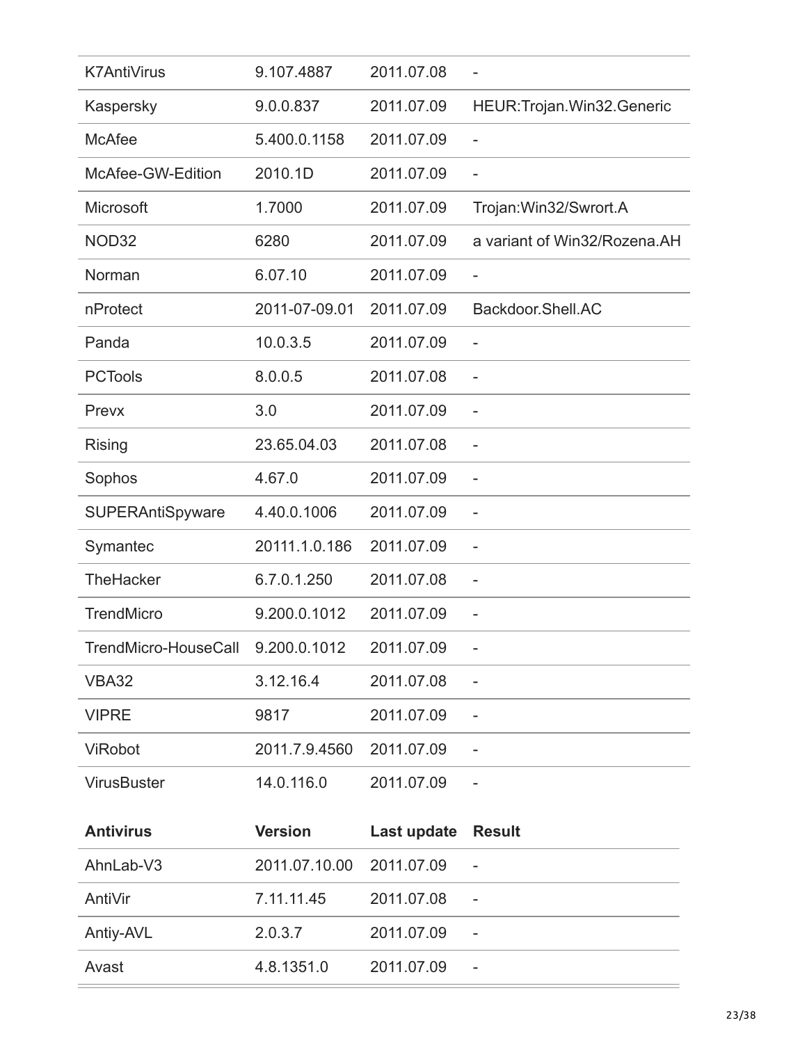| | | | |
|---|---|---|---|
| K7AntiVirus | 9.107.4887 | 2011.07.08 | - |
| Kaspersky | 9.0.0.837 | 2011.07.09 | HEUR:Trojan.Win32.Generic |
| McAfee | 5.400.0.1158 | 2011.07.09 | - |
| McAfee-GW-Edition | 2010.1D | 2011.07.09 | - |
| Microsoft | 1.7000 | 2011.07.09 | Trojan:Win32/Swrort.A |
| NOD32 | 6280 | 2011.07.09 | a variant of Win32/Rozena.AH |
| Norman | 6.07.10 | 2011.07.09 | - |
| nProtect | 2011-07-09.01 | 2011.07.09 | Backdoor.Shell.AC |
| Panda | 10.0.3.5 | 2011.07.09 | - |
| PCTools | 8.0.0.5 | 2011.07.08 | - |
| Prevx | 3.0 | 2011.07.09 | - |
| Rising | 23.65.04.03 | 2011.07.08 | - |
| Sophos | 4.67.0 | 2011.07.09 | - |
| SUPERAntiSpyware | 4.40.0.1006 | 2011.07.09 | - |
| Symantec | 20111.1.0.186 | 2011.07.09 | - |
| TheHacker | 6.7.0.1.250 | 2011.07.08 | - |
| TrendMicro | 9.200.0.1012 | 2011.07.09 | - |
| TrendMicro-HouseCall | 9.200.0.1012 | 2011.07.09 | - |
| VBA32 | 3.12.16.4 | 2011.07.08 | - |
| VIPRE | 9817 | 2011.07.09 | - |
| ViRobot | 2011.7.9.4560 | 2011.07.09 | - |
| VirusBuster | 14.0.116.0 | 2011.07.09 | - |

| **Antivirus** | **Version** | **Last update** | **Result** |
|---|---|---|---|
| AhnLab-V3 | 2011.07.10.00 | 2011.07.09 | - |
| AntiVir | 7.11.11.45 | 2011.07.08 | - |
| Antiy-AVL | 2.0.3.7 | 2011.07.09 | - |
| Avast | 4.8.1351.0 | 2011.07.09 | - |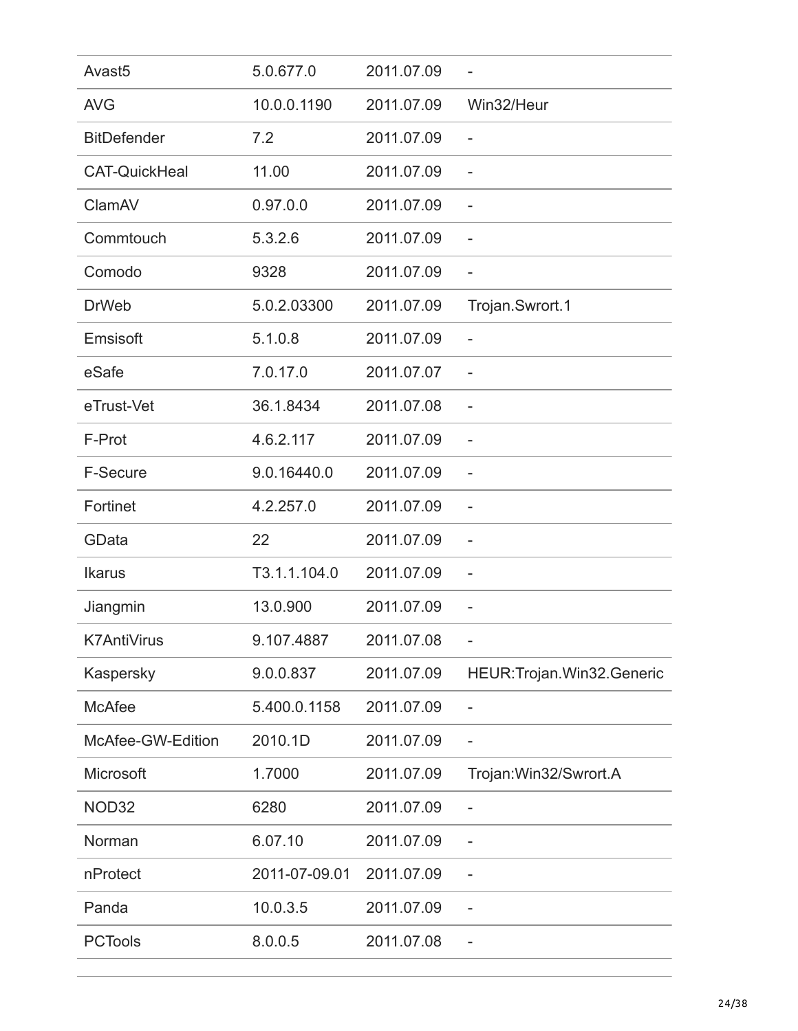| Avast5 | 5.0.677.0 | 2011.07.09 | - |
|---|---|---|---|
| AVG | 10.0.0.1190 | 2011.07.09 | Win32/Heur |
| BitDefender | 7.2 | 2011.07.09 | - |
| CAT-QuickHeal | 11.00 | 2011.07.09 | - |
| ClamAV | 0.97.0.0 | 2011.07.09 | - |
| Commtouch | 5.3.2.6 | 2011.07.09 | - |
| Comodo | 9328 | 2011.07.09 | - |
| DrWeb | 5.0.2.03300 | 2011.07.09 | Trojan.Swrort.1 |
| Emsisoft | 5.1.0.8 | 2011.07.09 | - |
| eSafe | 7.0.17.0 | 2011.07.07 | - |
| eTrust-Vet | 36.1.8434 | 2011.07.08 | - |
| F-Prot | 4.6.2.117 | 2011.07.09 | - |
| F-Secure | 9.0.16440.0 | 2011.07.09 | - |
| Fortinet | 4.2.257.0 | 2011.07.09 | - |
| GData | 22 | 2011.07.09 | - |
| Ikarus | T3.1.1.104.0 | 2011.07.09 | - |
| Jiangmin | 13.0.900 | 2011.07.09 | - |
| K7AntiVirus | 9.107.4887 | 2011.07.08 | - |
| Kaspersky | 9.0.0.837 | 2011.07.09 | HEUR:Trojan.Win32.Generic |
| McAfee | 5.400.0.1158 | 2011.07.09 | - |
| McAfee-GW-Edition | 2010.1D | 2011.07.09 | - |
| Microsoft | 1.7000 | 2011.07.09 | Trojan:Win32/Swrort.A |
| NOD32 | 6280 | 2011.07.09 | - |
| Norman | 6.07.10 | 2011.07.09 | - |
| nProtect | 2011-07-09.01 | 2011.07.09 | - |
| Panda | 10.0.3.5 | 2011.07.09 | - |
| PCTools | 8.0.0.5 | 2011.07.08 | - |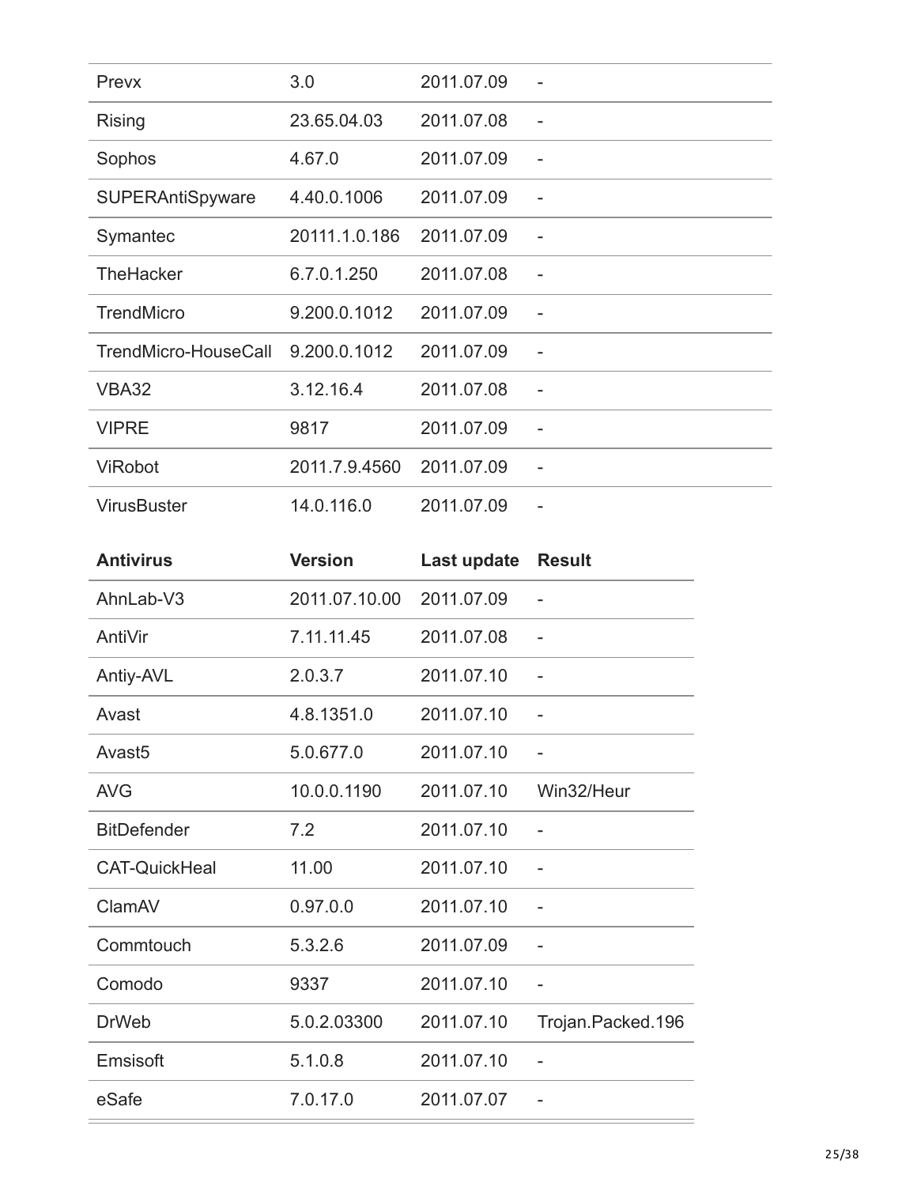| | | | |
|---|---|---|---|
| Prevx | 3.0 | 2011.07.09 | - |
| Rising | 23.65.04.03 | 2011.07.08 | - |
| Sophos | 4.67.0 | 2011.07.09 | - |
| SUPERAntiSpyware | 4.40.0.1006 | 2011.07.09 | - |
| Symantec | 20111.1.0.186 | 2011.07.09 | - |
| TheHacker | 6.7.0.1.250 | 2011.07.08 | - |
| TrendMicro | 9.200.0.1012 | 2011.07.09 | - |
| TrendMicro-HouseCall | 9.200.0.1012 | 2011.07.09 | - |
| VBA32 | 3.12.16.4 | 2011.07.08 | - |
| VIPRE | 9817 | 2011.07.09 | - |
| ViRobot | 2011.7.9.4560 | 2011.07.09 | - |
| VirusBuster | 14.0.116.0 | 2011.07.09 | - |

| Antivirus | Version | Last update | Result |
|---|---|---|---|
| AhnLab-V3 | 2011.07.10.00 | 2011.07.09 | - |
| AntiVir | 7.11.11.45 | 2011.07.08 | - |
| Antiy-AVL | 2.0.3.7 | 2011.07.10 | - |
| Avast | 4.8.1351.0 | 2011.07.10 | - |
| Avast5 | 5.0.677.0 | 2011.07.10 | - |
| AVG | 10.0.0.1190 | 2011.07.10 | Win32/Heur |
| BitDefender | 7.2 | 2011.07.10 | - |
| CAT-QuickHeal | 11.00 | 2011.07.10 | - |
| ClamAV | 0.97.0.0 | 2011.07.10 | - |
| Commtouch | 5.3.2.6 | 2011.07.09 | - |
| Comodo | 9337 | 2011.07.10 | - |
| DrWeb | 5.0.2.03300 | 2011.07.10 | Trojan.Packed.196 |
| Emsisoft | 5.1.0.8 | 2011.07.10 | - |
| eSafe | 7.0.17.0 | 2011.07.07 | - |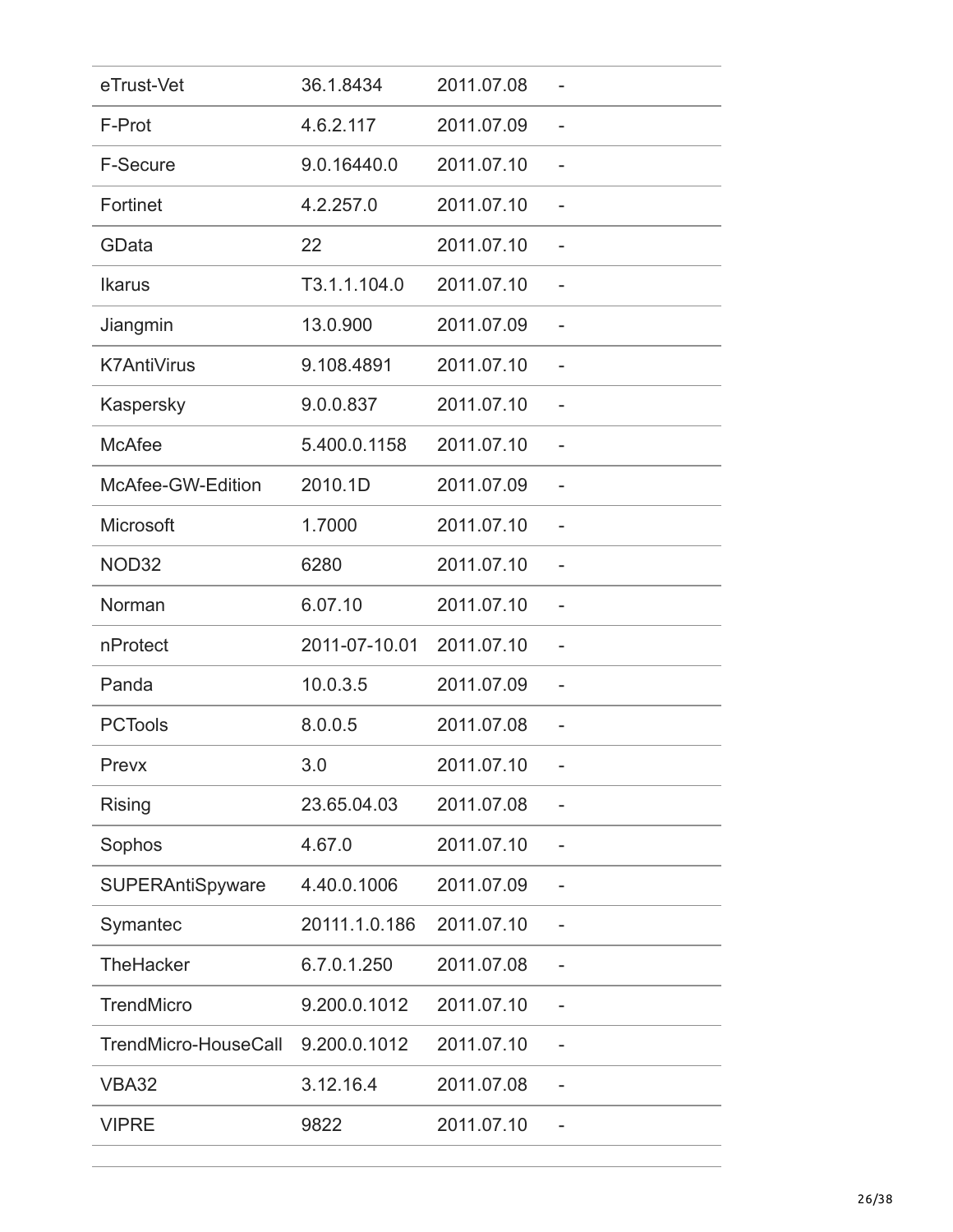| eTrust-Vet | 36.1.8434 | 2011.07.08 | - |
|---|---|---|---|
| F-Prot | 4.6.2.117 | 2011.07.09 | - |
| F-Secure | 9.0.16440.0 | 2011.07.10 | - |
| Fortinet | 4.2.257.0 | 2011.07.10 | - |
| GData | 22 | 2011.07.10 | - |
| Ikarus | T3.1.1.104.0 | 2011.07.10 | - |
| Jiangmin | 13.0.900 | 2011.07.09 | - |
| K7AntiVirus | 9.108.4891 | 2011.07.10 | - |
| Kaspersky | 9.0.0.837 | 2011.07.10 | - |
| McAfee | 5.400.0.1158 | 2011.07.10 | - |
| McAfee-GW-Edition | 2010.1D | 2011.07.09 | - |
| Microsoft | 1.7000 | 2011.07.10 | - |
| NOD32 | 6280 | 2011.07.10 | - |
| Norman | 6.07.10 | 2011.07.10 | - |
| nProtect | 2011-07-10.01 | 2011.07.10 | - |
| Panda | 10.0.3.5 | 2011.07.09 | - |
| PCTools | 8.0.0.5 | 2011.07.08 | - |
| Prevx | 3.0 | 2011.07.10 | - |
| Rising | 23.65.04.03 | 2011.07.08 | - |
| Sophos | 4.67.0 | 2011.07.10 | - |
| SUPERAntiSpyware | 4.40.0.1006 | 2011.07.09 | - |
| Symantec | 20111.1.0.186 | 2011.07.10 | - |
| TheHacker | 6.7.0.1.250 | 2011.07.08 | - |
| TrendMicro | 9.200.0.1012 | 2011.07.10 | - |
| TrendMicro-HouseCall | 9.200.0.1012 | 2011.07.10 | - |
| VBA32 | 3.12.16.4 | 2011.07.08 | - |
| VIPRE | 9822 | 2011.07.10 | - |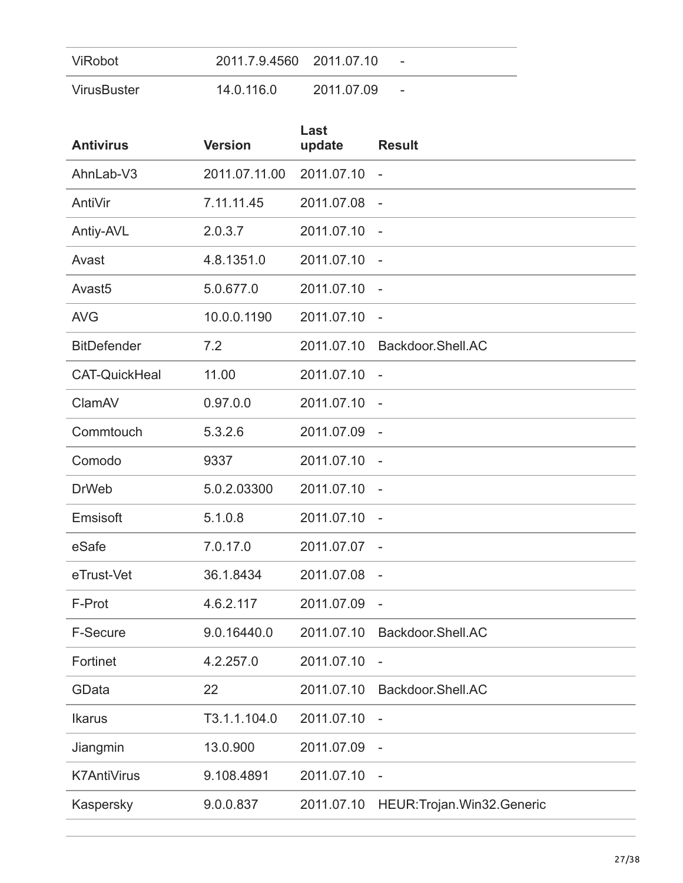| ViRobot | 2011.7.9.4560 | 2011.07.10 | - |
| --- | --- | --- | --- |
| VirusBuster | 14.0.116.0 | 2011.07.09 | - |

| Antivirus | Version | Last update | Result |
| --- | --- | --- | --- |
| AhnLab-V3 | 2011.07.11.00 | 2011.07.10 | - |
| AntiVir | 7.11.11.45 | 2011.07.08 | - |
| Antiy-AVL | 2.0.3.7 | 2011.07.10 | - |
| Avast | 4.8.1351.0 | 2011.07.10 | - |
| Avast5 | 5.0.677.0 | 2011.07.10 | - |
| AVG | 10.0.0.1190 | 2011.07.10 | - |
| BitDefender | 7.2 | 2011.07.10 | Backdoor.Shell.AC |
| CAT-QuickHeal | 11.00 | 2011.07.10 | - |
| ClamAV | 0.97.0.0 | 2011.07.10 | - |
| Commtouch | 5.3.2.6 | 2011.07.09 | - |
| Comodo | 9337 | 2011.07.10 | - |
| DrWeb | 5.0.2.03300 | 2011.07.10 | - |
| Emsisoft | 5.1.0.8 | 2011.07.10 | - |
| eSafe | 7.0.17.0 | 2011.07.07 | - |
| eTrust-Vet | 36.1.8434 | 2011.07.08 | - |
| F-Prot | 4.6.2.117 | 2011.07.09 | - |
| F-Secure | 9.0.16440.0 | 2011.07.10 | Backdoor.Shell.AC |
| Fortinet | 4.2.257.0 | 2011.07.10 | - |
| GData | 22 | 2011.07.10 | Backdoor.Shell.AC |
| Ikarus | T3.1.1.104.0 | 2011.07.10 | - |
| Jiangmin | 13.0.900 | 2011.07.09 | - |
| K7AntiVirus | 9.108.4891 | 2011.07.10 | - |
| Kaspersky | 9.0.0.837 | 2011.07.10 | HEUR:Trojan.Win32.Generic |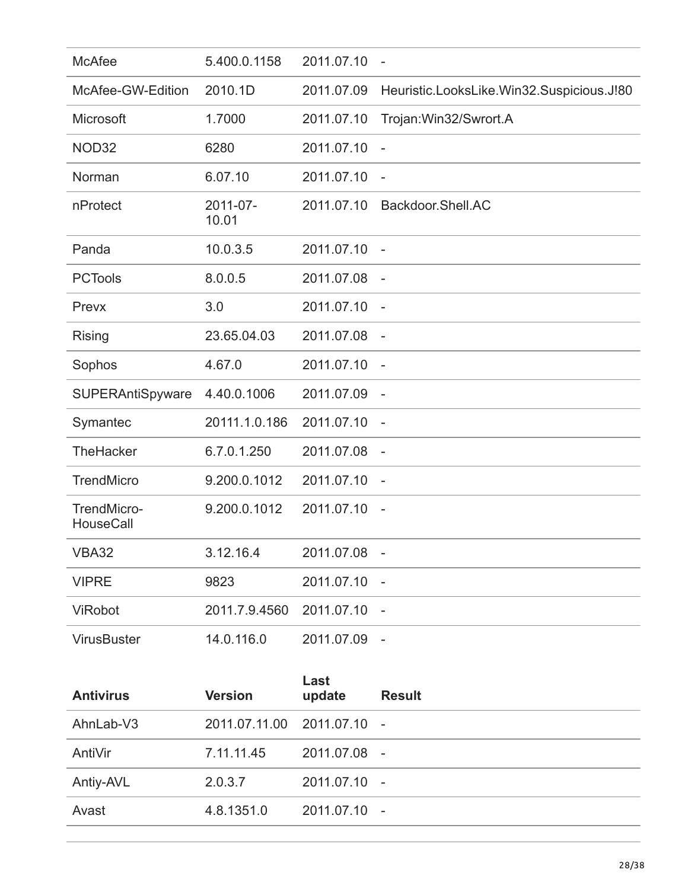| | | | |
|---|---|---|---|
| McAfee | 5.400.0.1158 | 2011.07.10 | - |
| McAfee-GW-Edition | 2010.1D | 2011.07.09 | Heuristic.LooksLike.Win32.Suspicious.J!80 |
| Microsoft | 1.7000 | 2011.07.10 | Trojan:Win32/Swrort.A |
| NOD32 | 6280 | 2011.07.10 | - |
| Norman | 6.07.10 | 2011.07.10 | - |
| nProtect | 2011-07-10.01 | 2011.07.10 | Backdoor.Shell.AC |
| Panda | 10.0.3.5 | 2011.07.10 | - |
| PCTools | 8.0.0.5 | 2011.07.08 | - |
| Prevx | 3.0 | 2011.07.10 | - |
| Rising | 23.65.04.03 | 2011.07.08 | - |
| Sophos | 4.67.0 | 2011.07.10 | - |
| SUPERAntiSpyware | 4.40.0.1006 | 2011.07.09 | - |
| Symantec | 20111.1.0.186 | 2011.07.10 | - |
| TheHacker | 6.7.0.1.250 | 2011.07.08 | - |
| TrendMicro | 9.200.0.1012 | 2011.07.10 | - |
| TrendMicro-HouseCall | 9.200.0.1012 | 2011.07.10 | - |
| VBA32 | 3.12.16.4 | 2011.07.08 | - |
| VIPRE | 9823 | 2011.07.10 | - |
| ViRobot | 2011.7.9.4560 | 2011.07.10 | - |
| VirusBuster | 14.0.116.0 | 2011.07.09 | - |

| Antivirus | Version | Last update | Result |
|---|---|---|---|
| AhnLab-V3 | 2011.07.11.00 | 2011.07.10 | - |
| AntiVir | 7.11.11.45 | 2011.07.08 | - |
| Antiy-AVL | 2.0.3.7 | 2011.07.10 | - |
| Avast | 4.8.1351.0 | 2011.07.10 | - |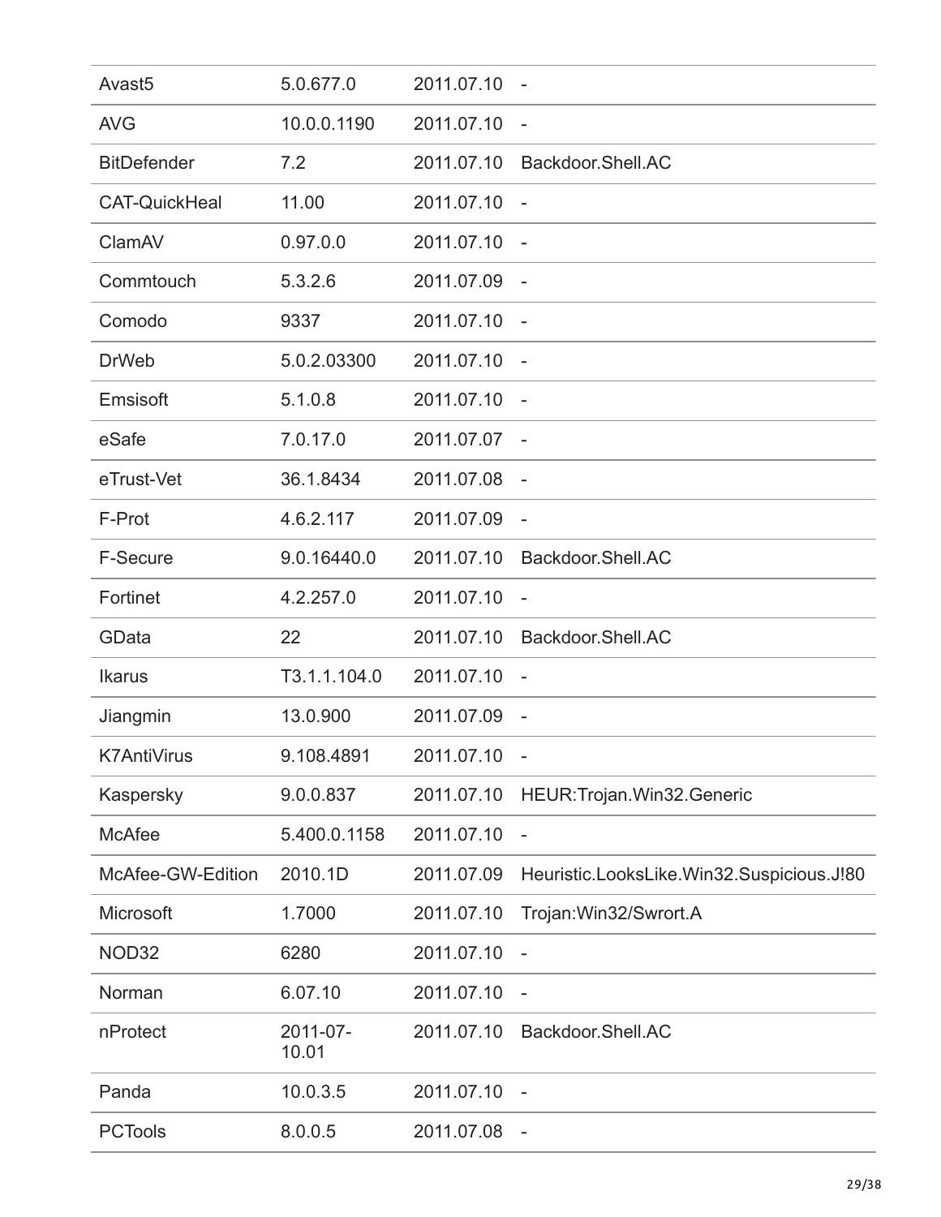| Avast5 | 5.0.677.0 | 2011.07.10 | - |
|---|---|---|---|
| AVG | 10.0.0.1190 | 2011.07.10 | - |
| BitDefender | 7.2 | 2011.07.10 | Backdoor.Shell.AC |
| CAT-QuickHeal | 11.00 | 2011.07.10 | - |
| ClamAV | 0.97.0.0 | 2011.07.10 | - |
| Commtouch | 5.3.2.6 | 2011.07.09 | - |
| Comodo | 9337 | 2011.07.10 | - |
| DrWeb | 5.0.2.03300 | 2011.07.10 | - |
| Emsisoft | 5.1.0.8 | 2011.07.10 | - |
| eSafe | 7.0.17.0 | 2011.07.07 | - |
| eTrust-Vet | 36.1.8434 | 2011.07.08 | - |
| F-Prot | 4.6.2.117 | 2011.07.09 | - |
| F-Secure | 9.0.16440.0 | 2011.07.10 | Backdoor.Shell.AC |
| Fortinet | 4.2.257.0 | 2011.07.10 | - |
| GData | 22 | 2011.07.10 | Backdoor.Shell.AC |
| Ikarus | T3.1.1.104.0 | 2011.07.10 | - |
| Jiangmin | 13.0.900 | 2011.07.09 | - |
| K7AntiVirus | 9.108.4891 | 2011.07.10 | - |
| Kaspersky | 9.0.0.837 | 2011.07.10 | HEUR:Trojan.Win32.Generic |
| McAfee | 5.400.0.1158 | 2011.07.10 | - |
| McAfee-GW-Edition | 2010.1D | 2011.07.09 | Heuristic.LooksLike.Win32.Suspicious.J!80 |
| Microsoft | 1.7000 | 2011.07.10 | Trojan:Win32/Swrort.A |
| NOD32 | 6280 | 2011.07.10 | - |
| Norman | 6.07.10 | 2011.07.10 | - |
| nProtect | 2011-07-10.01 | 2011.07.10 | Backdoor.Shell.AC |
| Panda | 10.0.3.5 | 2011.07.10 | - |
| PCTools | 8.0.0.5 | 2011.07.08 | - |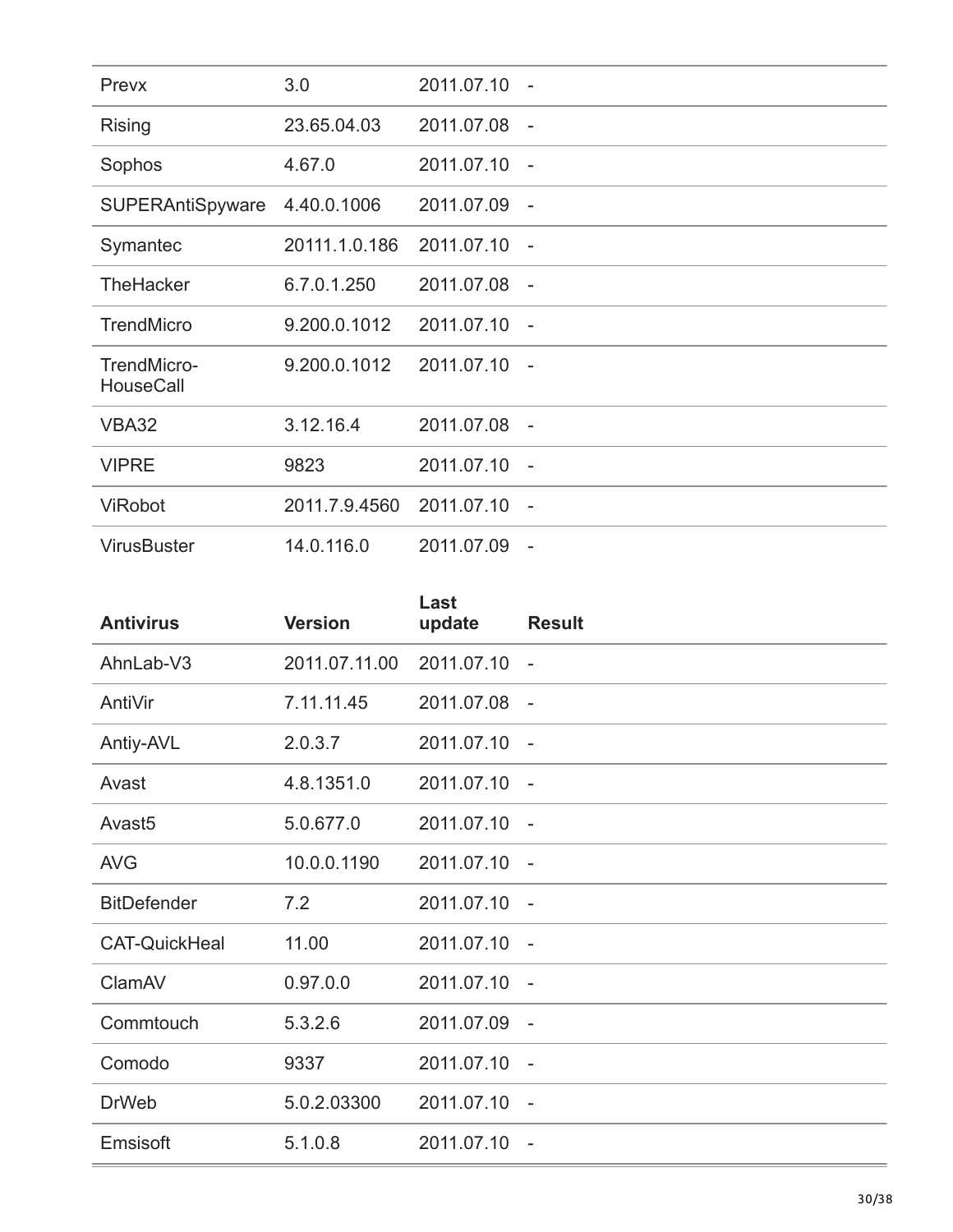| | | | |
|---|---|---|---|
| Prevx | 3.0 | 2011.07.10 | - |
| Rising | 23.65.04.03 | 2011.07.08 | - |
| Sophos | 4.67.0 | 2011.07.10 | - |
| SUPERAntiSpyware | 4.40.0.1006 | 2011.07.09 | - |
| Symantec | 20111.1.0.186 | 2011.07.10 | - |
| TheHacker | 6.7.0.1.250 | 2011.07.08 | - |
| TrendMicro | 9.200.0.1012 | 2011.07.10 | - |
| TrendMicro-HouseCall | 9.200.0.1012 | 2011.07.10 | - |
| VBA32 | 3.12.16.4 | 2011.07.08 | - |
| VIPRE | 9823 | 2011.07.10 | - |
| ViRobot | 2011.7.9.4560 | 2011.07.10 | - |
| VirusBuster | 14.0.116.0 | 2011.07.09 | - |

| Antivirus | Version | Last update | Result |
|---|---|---|---|
| AhnLab-V3 | 2011.07.11.00 | 2011.07.10 | - |
| AntiVir | 7.11.11.45 | 2011.07.08 | - |
| Antiy-AVL | 2.0.3.7 | 2011.07.10 | - |
| Avast | 4.8.1351.0 | 2011.07.10 | - |
| Avast5 | 5.0.677.0 | 2011.07.10 | - |
| AVG | 10.0.0.1190 | 2011.07.10 | - |
| BitDefender | 7.2 | 2011.07.10 | - |
| CAT-QuickHeal | 11.00 | 2011.07.10 | - |
| ClamAV | 0.97.0.0 | 2011.07.10 | - |
| Commtouch | 5.3.2.6 | 2011.07.09 | - |
| Comodo | 9337 | 2011.07.10 | - |
| DrWeb | 5.0.2.03300 | 2011.07.10 | - |
| Emsisoft | 5.1.0.8 | 2011.07.10 | - |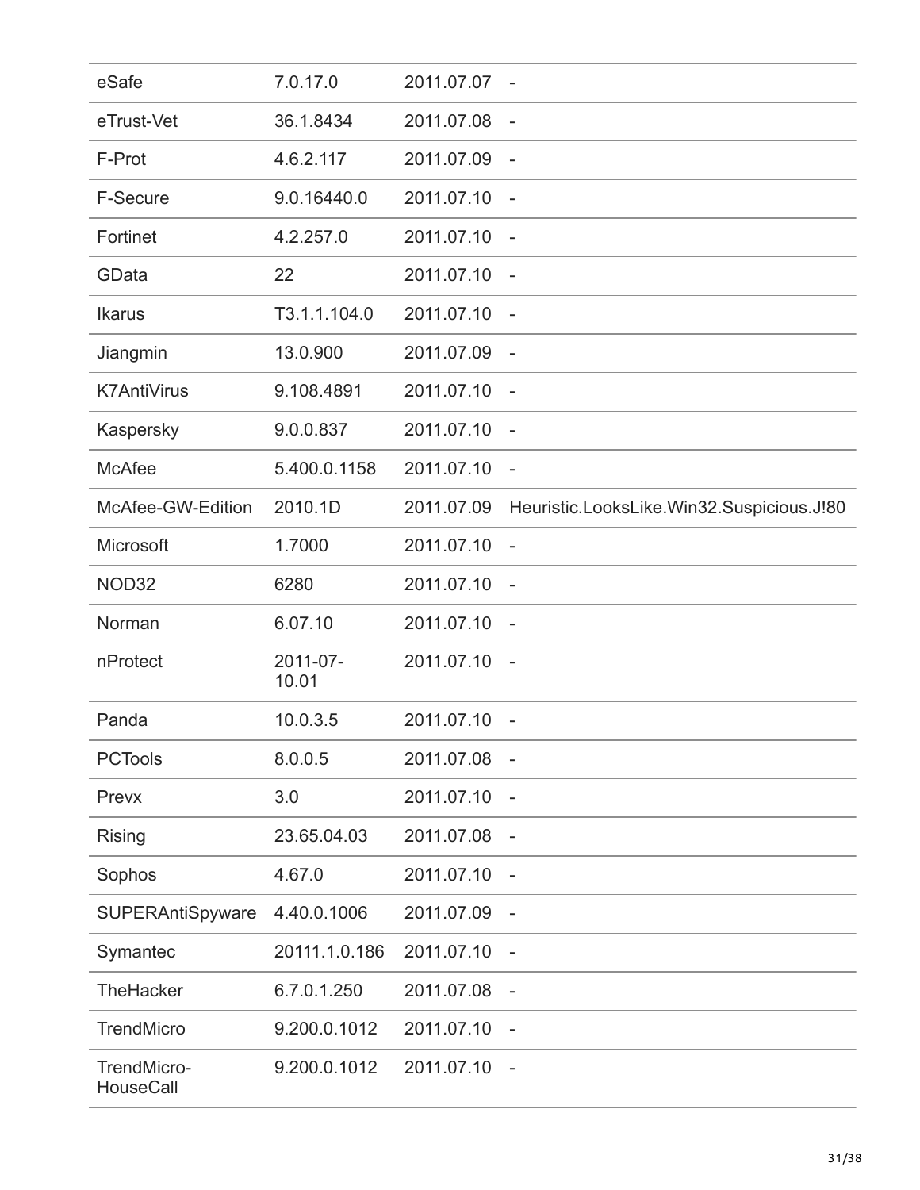| eSafe | 7.0.17.0 | 2011.07.07 | - |
|---|---|---|---|
| eTrust-Vet | 36.1.8434 | 2011.07.08 | - |
| F-Prot | 4.6.2.117 | 2011.07.09 | - |
| F-Secure | 9.0.16440.0 | 2011.07.10 | - |
| Fortinet | 4.2.257.0 | 2011.07.10 | - |
| GData | 22 | 2011.07.10 | - |
| Ikarus | T3.1.1.104.0 | 2011.07.10 | - |
| Jiangmin | 13.0.900 | 2011.07.09 | - |
| K7AntiVirus | 9.108.4891 | 2011.07.10 | - |
| Kaspersky | 9.0.0.837 | 2011.07.10 | - |
| McAfee | 5.400.0.1158 | 2011.07.10 | - |
| McAfee-GW-Edition | 2010.1D | 2011.07.09 | Heuristic.LooksLike.Win32.Suspicious.J!80 |
| Microsoft | 1.7000 | 2011.07.10 | - |
| NOD32 | 6280 | 2011.07.10 | - |
| Norman | 6.07.10 | 2011.07.10 | - |
| nProtect | 2011-07-10.01 | 2011.07.10 | - |
| Panda | 10.0.3.5 | 2011.07.10 | - |
| PCTools | 8.0.0.5 | 2011.07.08 | - |
| Prevx | 3.0 | 2011.07.10 | - |
| Rising | 23.65.04.03 | 2011.07.08 | - |
| Sophos | 4.67.0 | 2011.07.10 | - |
| SUPERAntiSpyware | 4.40.0.1006 | 2011.07.09 | - |
| Symantec | 20111.1.0.186 | 2011.07.10 | - |
| TheHacker | 6.7.0.1.250 | 2011.07.08 | - |
| TrendMicro | 9.200.0.1012 | 2011.07.10 | - |
| TrendMicro-HouseCall | 9.200.0.1012 | 2011.07.10 | - |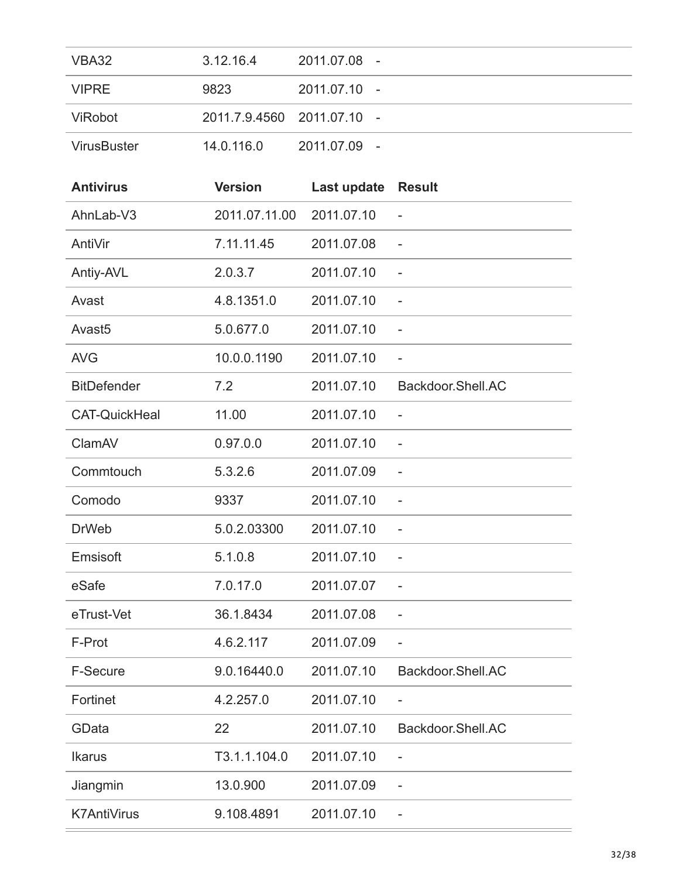| | | | |
|---|---|---|---|
| VBA32 | 3.12.16.4 | 2011.07.08 | - |
| VIPRE | 9823 | 2011.07.10 | - |
| ViRobot | 2011.7.9.4560 | 2011.07.10 | - |
| VirusBuster | 14.0.116.0 | 2011.07.09 | - |

| Antivirus | Version | Last update | Result |
|---|---|---|---|
| AhnLab-V3 | 2011.07.11.00 | 2011.07.10 | - |
| AntiVir | 7.11.11.45 | 2011.07.08 | - |
| Antiy-AVL | 2.0.3.7 | 2011.07.10 | - |
| Avast | 4.8.1351.0 | 2011.07.10 | - |
| Avast5 | 5.0.677.0 | 2011.07.10 | - |
| AVG | 10.0.0.1190 | 2011.07.10 | - |
| BitDefender | 7.2 | 2011.07.10 | Backdoor.Shell.AC |
| CAT-QuickHeal | 11.00 | 2011.07.10 | - |
| ClamAV | 0.97.0.0 | 2011.07.10 | - |
| Commtouch | 5.3.2.6 | 2011.07.09 | - |
| Comodo | 9337 | 2011.07.10 | - |
| DrWeb | 5.0.2.03300 | 2011.07.10 | - |
| Emsisoft | 5.1.0.8 | 2011.07.10 | - |
| eSafe | 7.0.17.0 | 2011.07.07 | - |
| eTrust-Vet | 36.1.8434 | 2011.07.08 | - |
| F-Prot | 4.6.2.117 | 2011.07.09 | - |
| F-Secure | 9.0.16440.0 | 2011.07.10 | Backdoor.Shell.AC |
| Fortinet | 4.2.257.0 | 2011.07.10 | - |
| GData | 22 | 2011.07.10 | Backdoor.Shell.AC |
| Ikarus | T3.1.1.104.0 | 2011.07.10 | - |
| Jiangmin | 13.0.900 | 2011.07.09 | - |
| K7AntiVirus | 9.108.4891 | 2011.07.10 | - |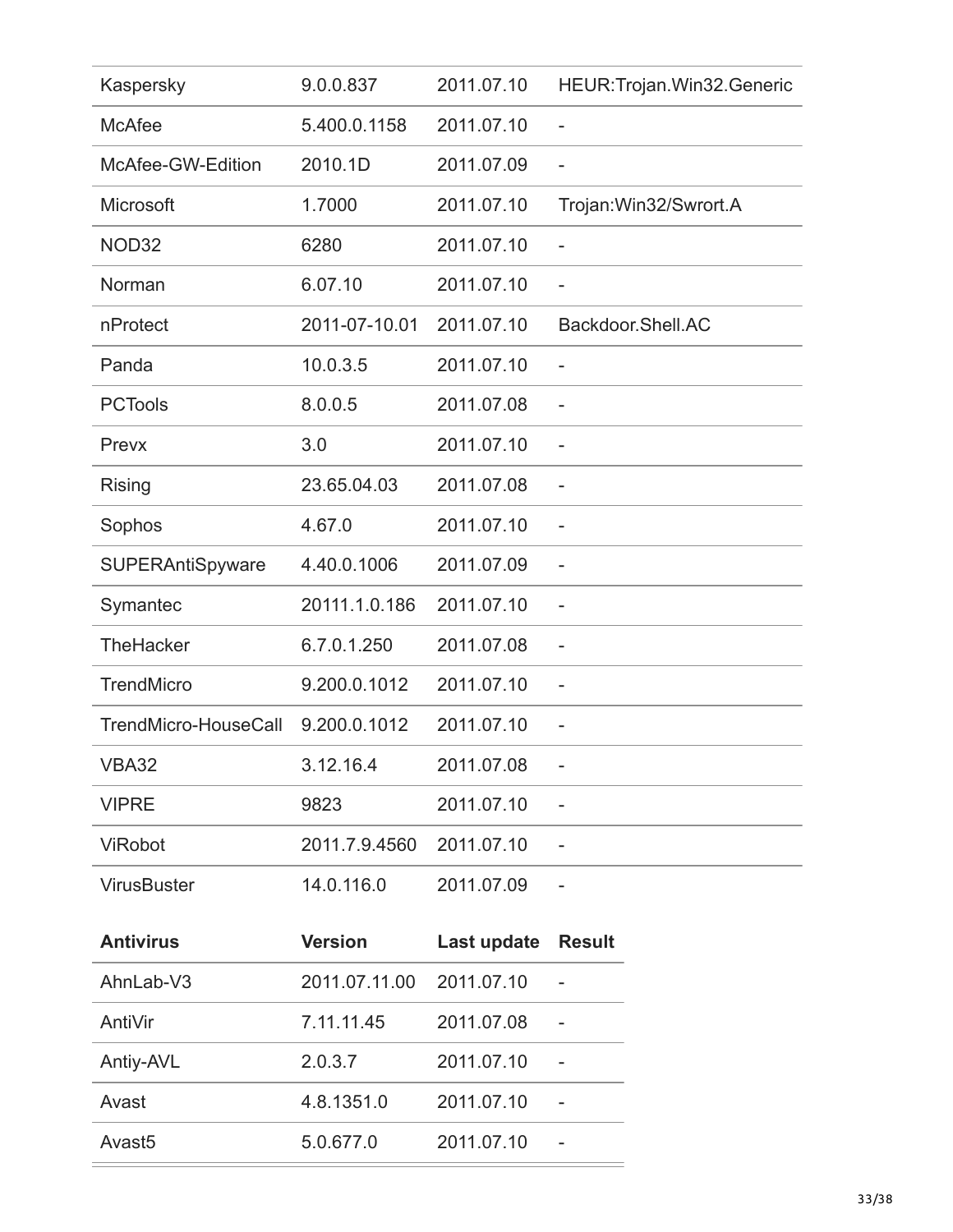| | | | |
|---|---|---|---|
| Kaspersky | 9.0.0.837 | 2011.07.10 | HEUR:Trojan.Win32.Generic |
| McAfee | 5.400.0.1158 | 2011.07.10 | - |
| McAfee-GW-Edition | 2010.1D | 2011.07.09 | - |
| Microsoft | 1.7000 | 2011.07.10 | Trojan:Win32/Swrort.A |
| NOD32 | 6280 | 2011.07.10 | - |
| Norman | 6.07.10 | 2011.07.10 | - |
| nProtect | 2011-07-10.01 | 2011.07.10 | Backdoor.Shell.AC |
| Panda | 10.0.3.5 | 2011.07.10 | - |
| PCTools | 8.0.0.5 | 2011.07.08 | - |
| Prevx | 3.0 | 2011.07.10 | - |
| Rising | 23.65.04.03 | 2011.07.08 | - |
| Sophos | 4.67.0 | 2011.07.10 | - |
| SUPERAntiSpyware | 4.40.0.1006 | 2011.07.09 | - |
| Symantec | 20111.1.0.186 | 2011.07.10 | - |
| TheHacker | 6.7.0.1.250 | 2011.07.08 | - |
| TrendMicro | 9.200.0.1012 | 2011.07.10 | - |
| TrendMicro-HouseCall | 9.200.0.1012 | 2011.07.10 | - |
| VBA32 | 3.12.16.4 | 2011.07.08 | - |
| VIPRE | 9823 | 2011.07.10 | - |
| ViRobot | 2011.7.9.4560 | 2011.07.10 | - |
| VirusBuster | 14.0.116.0 | 2011.07.09 | - |

| **Antivirus** | **Version** | **Last update** | **Result** |
|---|---|---|---|
| AhnLab-V3 | 2011.07.11.00 | 2011.07.10 | - |
| AntiVir | 7.11.11.45 | 2011.07.08 | - |
| Antiy-AVL | 2.0.3.7 | 2011.07.10 | - |
| Avast | 4.8.1351.0 | 2011.07.10 | - |
| Avast5 | 5.0.677.0 | 2011.07.10 | - |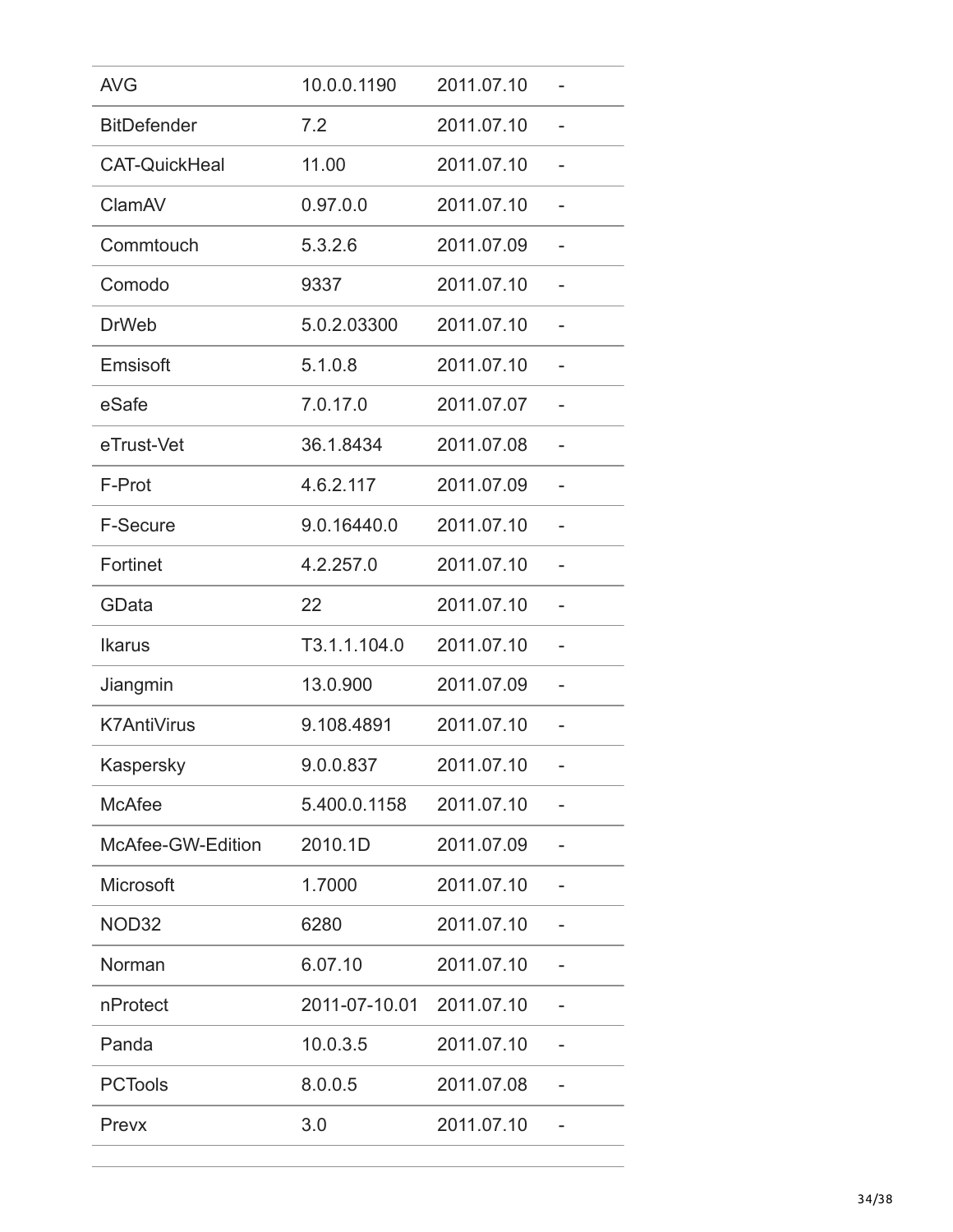| AVG | 10.0.0.1190 | 2011.07.10 | - |
|---|---|---|---|
| BitDefender | 7.2 | 2011.07.10 | - |
| CAT-QuickHeal | 11.00 | 2011.07.10 | - |
| ClamAV | 0.97.0.0 | 2011.07.10 | - |
| Commtouch | 5.3.2.6 | 2011.07.09 | - |
| Comodo | 9337 | 2011.07.10 | - |
| DrWeb | 5.0.2.03300 | 2011.07.10 | - |
| Emsisoft | 5.1.0.8 | 2011.07.10 | - |
| eSafe | 7.0.17.0 | 2011.07.07 | - |
| eTrust-Vet | 36.1.8434 | 2011.07.08 | - |
| F-Prot | 4.6.2.117 | 2011.07.09 | - |
| F-Secure | 9.0.16440.0 | 2011.07.10 | - |
| Fortinet | 4.2.257.0 | 2011.07.10 | - |
| GData | 22 | 2011.07.10 | - |
| Ikarus | T3.1.1.104.0 | 2011.07.10 | - |
| Jiangmin | 13.0.900 | 2011.07.09 | - |
| K7AntiVirus | 9.108.4891 | 2011.07.10 | - |
| Kaspersky | 9.0.0.837 | 2011.07.10 | - |
| McAfee | 5.400.0.1158 | 2011.07.10 | - |
| McAfee-GW-Edition | 2010.1D | 2011.07.09 | - |
| Microsoft | 1.7000 | 2011.07.10 | - |
| NOD32 | 6280 | 2011.07.10 | - |
| Norman | 6.07.10 | 2011.07.10 | - |
| nProtect | 2011-07-10.01 | 2011.07.10 | - |
| Panda | 10.0.3.5 | 2011.07.10 | - |
| PCTools | 8.0.0.5 | 2011.07.08 | - |
| Prevx | 3.0 | 2011.07.10 | - |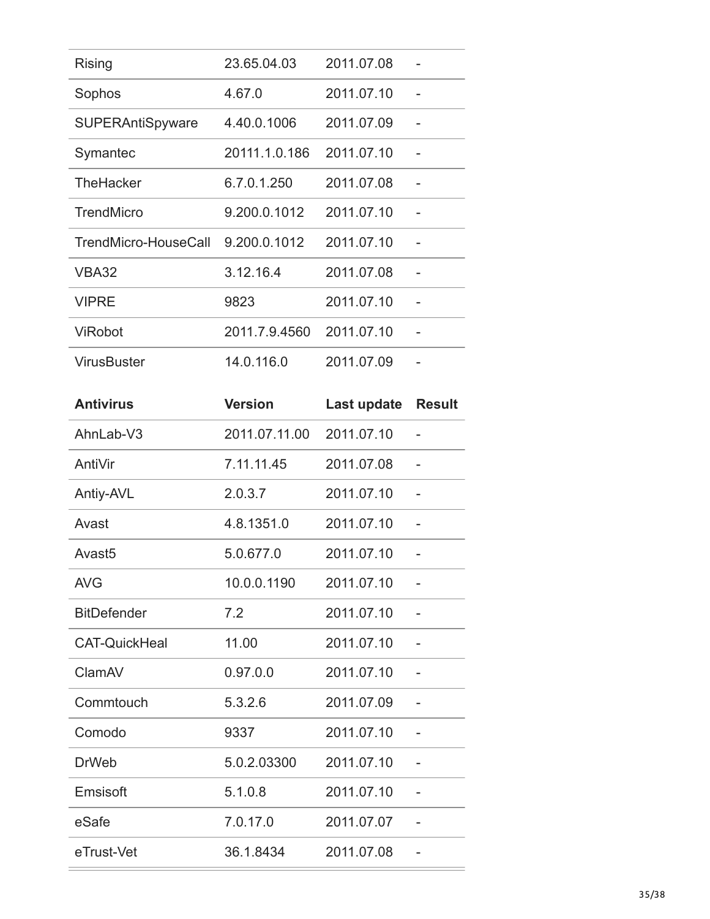| | | | |
|---|---|---|---|
| Rising | 23.65.04.03 | 2011.07.08 | - |
| Sophos | 4.67.0 | 2011.07.10 | - |
| SUPERAntiSpyware | 4.40.0.1006 | 2011.07.09 | - |
| Symantec | 20111.1.0.186 | 2011.07.10 | - |
| TheHacker | 6.7.0.1.250 | 2011.07.08 | - |
| TrendMicro | 9.200.0.1012 | 2011.07.10 | - |
| TrendMicro-HouseCall | 9.200.0.1012 | 2011.07.10 | - |
| VBA32 | 3.12.16.4 | 2011.07.08 | - |
| VIPRE | 9823 | 2011.07.10 | - |
| ViRobot | 2011.7.9.4560 | 2011.07.10 | - |
| VirusBuster | 14.0.116.0 | 2011.07.09 | - |

| Antivirus | Version | Last update | Result |
|---|---|---|---|
| AhnLab-V3 | 2011.07.11.00 | 2011.07.10 | - |
| AntiVir | 7.11.11.45 | 2011.07.08 | - |
| Antiy-AVL | 2.0.3.7 | 2011.07.10 | - |
| Avast | 4.8.1351.0 | 2011.07.10 | - |
| Avast5 | 5.0.677.0 | 2011.07.10 | - |
| AVG | 10.0.0.1190 | 2011.07.10 | - |
| BitDefender | 7.2 | 2011.07.10 | - |
| CAT-QuickHeal | 11.00 | 2011.07.10 | - |
| ClamAV | 0.97.0.0 | 2011.07.10 | - |
| Commtouch | 5.3.2.6 | 2011.07.09 | - |
| Comodo | 9337 | 2011.07.10 | - |
| DrWeb | 5.0.2.03300 | 2011.07.10 | - |
| Emsisoft | 5.1.0.8 | 2011.07.10 | - |
| eSafe | 7.0.17.0 | 2011.07.07 | - |
| eTrust-Vet | 36.1.8434 | 2011.07.08 | - |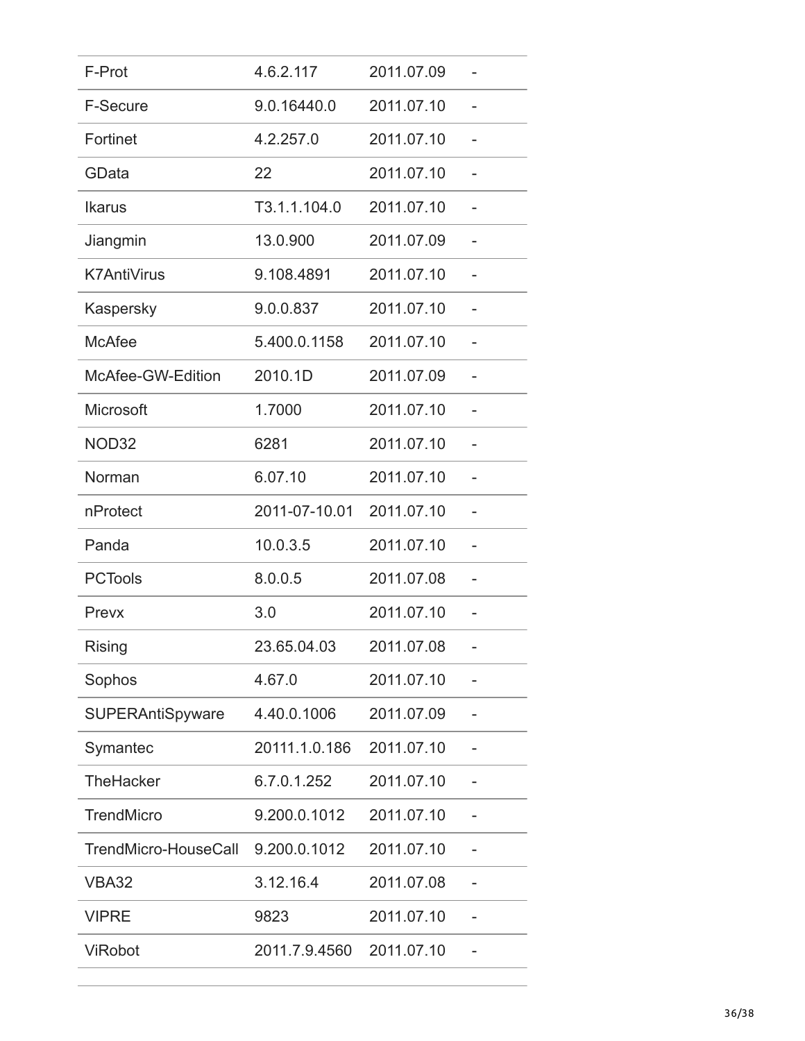| | | | |
|---|---|---|---|
| F-Prot | 4.6.2.117 | 2011.07.09 | - |
| F-Secure | 9.0.16440.0 | 2011.07.10 | - |
| Fortinet | 4.2.257.0 | 2011.07.10 | - |
| GData | 22 | 2011.07.10 | - |
| Ikarus | T3.1.1.104.0 | 2011.07.10 | - |
| Jiangmin | 13.0.900 | 2011.07.09 | - |
| K7AntiVirus | 9.108.4891 | 2011.07.10 | - |
| Kaspersky | 9.0.0.837 | 2011.07.10 | - |
| McAfee | 5.400.0.1158 | 2011.07.10 | - |
| McAfee-GW-Edition | 2010.1D | 2011.07.09 | - |
| Microsoft | 1.7000 | 2011.07.10 | - |
| NOD32 | 6281 | 2011.07.10 | - |
| Norman | 6.07.10 | 2011.07.10 | - |
| nProtect | 2011-07-10.01 | 2011.07.10 | - |
| Panda | 10.0.3.5 | 2011.07.10 | - |
| PCTools | 8.0.0.5 | 2011.07.08 | - |
| Prevx | 3.0 | 2011.07.10 | - |
| Rising | 23.65.04.03 | 2011.07.08 | - |
| Sophos | 4.67.0 | 2011.07.10 | - |
| SUPERAntiSpyware | 4.40.0.1006 | 2011.07.09 | - |
| Symantec | 20111.1.0.186 | 2011.07.10 | - |
| TheHacker | 6.7.0.1.252 | 2011.07.10 | - |
| TrendMicro | 9.200.0.1012 | 2011.07.10 | - |
| TrendMicro-HouseCall | 9.200.0.1012 | 2011.07.10 | - |
| VBA32 | 3.12.16.4 | 2011.07.08 | - |
| VIPRE | 9823 | 2011.07.10 | - |
| ViRobot | 2011.7.9.4560 | 2011.07.10 | - |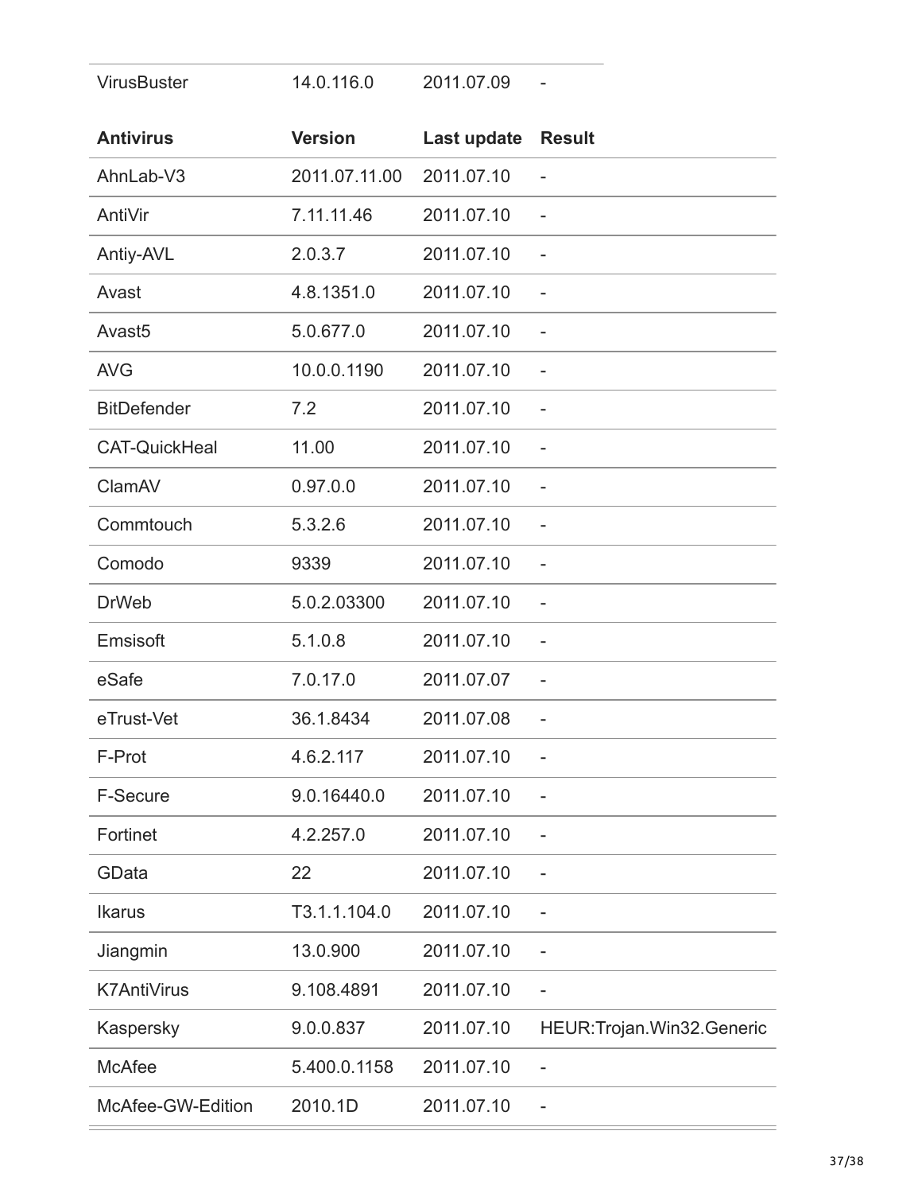| VirusBuster | 14.0.116.0 | 2011.07.09 | - |
|---|---|---|---|

| Antivirus | Version | Last update | Result |
|---|---|---|---|
| AhnLab-V3 | 2011.07.11.00 | 2011.07.10 | - |
| AntiVir | 7.11.11.46 | 2011.07.10 | - |
| Antiy-AVL | 2.0.3.7 | 2011.07.10 | - |
| Avast | 4.8.1351.0 | 2011.07.10 | - |
| Avast5 | 5.0.677.0 | 2011.07.10 | - |
| AVG | 10.0.0.1190 | 2011.07.10 | - |
| BitDefender | 7.2 | 2011.07.10 | - |
| CAT-QuickHeal | 11.00 | 2011.07.10 | - |
| ClamAV | 0.97.0.0 | 2011.07.10 | - |
| Commtouch | 5.3.2.6 | 2011.07.10 | - |
| Comodo | 9339 | 2011.07.10 | - |
| DrWeb | 5.0.2.03300 | 2011.07.10 | - |
| Emsisoft | 5.1.0.8 | 2011.07.10 | - |
| eSafe | 7.0.17.0 | 2011.07.07 | - |
| eTrust-Vet | 36.1.8434 | 2011.07.08 | - |
| F-Prot | 4.6.2.117 | 2011.07.10 | - |
| F-Secure | 9.0.16440.0 | 2011.07.10 | - |
| Fortinet | 4.2.257.0 | 2011.07.10 | - |
| GData | 22 | 2011.07.10 | - |
| Ikarus | T3.1.1.104.0 | 2011.07.10 | - |
| Jiangmin | 13.0.900 | 2011.07.10 | - |
| K7AntiVirus | 9.108.4891 | 2011.07.10 | - |
| Kaspersky | 9.0.0.837 | 2011.07.10 | HEUR:Trojan.Win32.Generic |
| McAfee | 5.400.0.1158 | 2011.07.10 | - |
| McAfee-GW-Edition | 2010.1D | 2011.07.10 | - |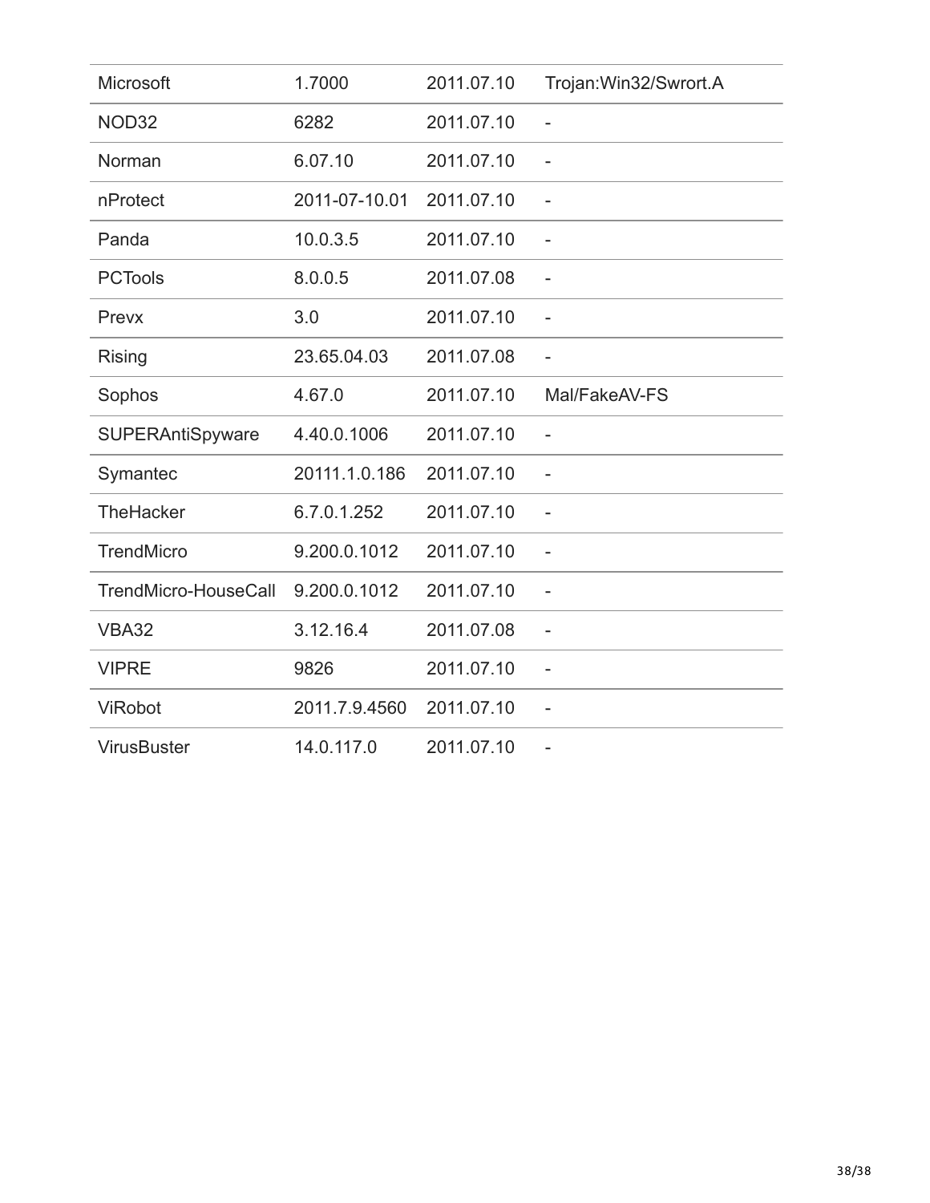| | | | |
|---|---|---|---|
| Microsoft | 1.7000 | 2011.07.10 | Trojan:Win32/Swrort.A |
| NOD32 | 6282 | 2011.07.10 | - |
| Norman | 6.07.10 | 2011.07.10 | - |
| nProtect | 2011-07-10.01 | 2011.07.10 | - |
| Panda | 10.0.3.5 | 2011.07.10 | - |
| PCTools | 8.0.0.5 | 2011.07.08 | - |
| Prevx | 3.0 | 2011.07.10 | - |
| Rising | 23.65.04.03 | 2011.07.08 | - |
| Sophos | 4.67.0 | 2011.07.10 | Mal/FakeAV-FS |
| SUPERAntiSpyware | 4.40.0.1006 | 2011.07.10 | - |
| Symantec | 20111.1.0.186 | 2011.07.10 | - |
| TheHacker | 6.7.0.1.252 | 2011.07.10 | - |
| TrendMicro | 9.200.0.1012 | 2011.07.10 | - |
| TrendMicro-HouseCall | 9.200.0.1012 | 2011.07.10 | - |
| VBA32 | 3.12.16.4 | 2011.07.08 | - |
| VIPRE | 9826 | 2011.07.10 | - |
| ViRobot | 2011.7.9.4560 | 2011.07.10 | - |
| VirusBuster | 14.0.117.0 | 2011.07.10 | - |